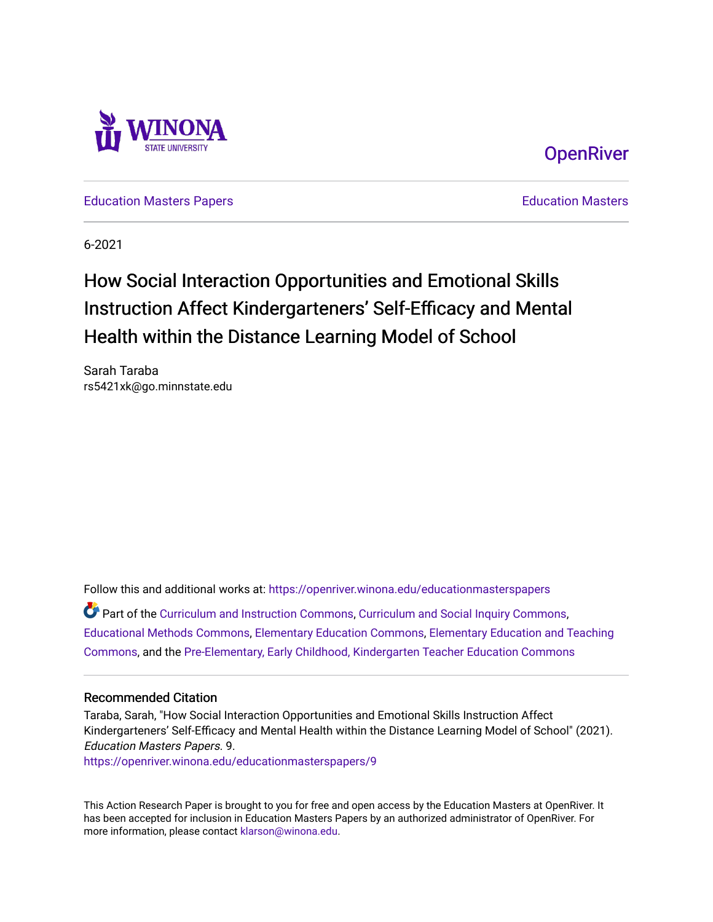Winona State University

OpenRiver

Education Masters Papers | Education Masters

6-2021

# How Social Interaction Opportunities and Emotional Skills Instruction Affect Kindergarteners' Self-Efficacy and Mental Health within the Distance Learning Model of School

Sarah Taraba
rs5421xk@go.minnstate.edu

Follow this and additional works at: https://openriver.winona.edu/educationmasterspapers

Part of the Curriculum and Instruction Commons, Curriculum and Social Inquiry Commons, Educational Methods Commons, Elementary Education Commons, Elementary Education and Teaching Commons, and the Pre-Elementary, Early Childhood, Kindergarten Teacher Education Commons

## Recommended Citation

Taraba, Sarah, "How Social Interaction Opportunities and Emotional Skills Instruction Affect Kindergarteners' Self-Efficacy and Mental Health within the Distance Learning Model of School" (2021). *Education Masters Papers*. 9.
https://openriver.winona.edu/educationmasterspapers/9

This Action Research Paper is brought to you for free and open access by the Education Masters at OpenRiver. It has been accepted for inclusion in Education Masters Papers by an authorized administrator of OpenRiver. For more information, please contact klarson@winona.edu.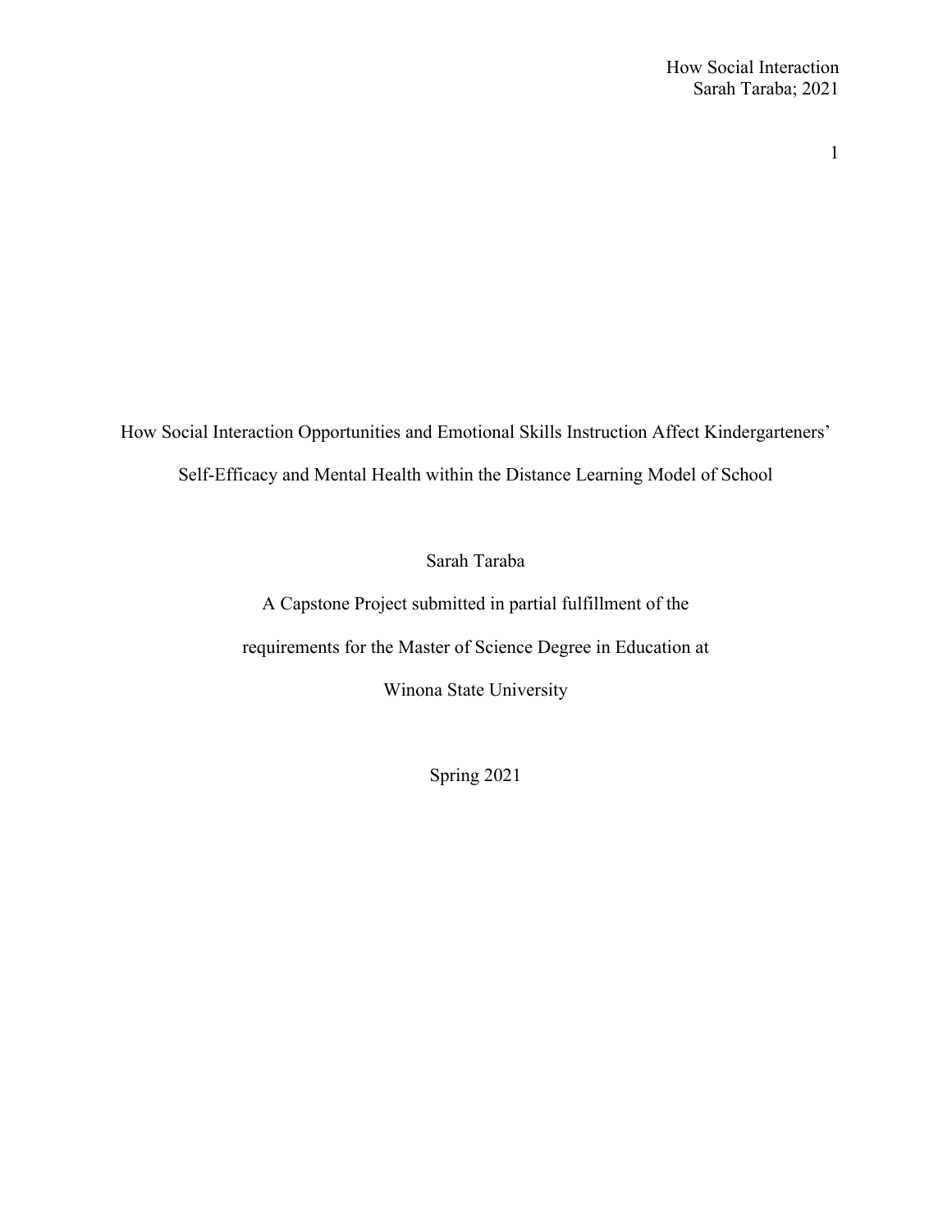# How Social Interaction Opportunities and Emotional Skills Instruction Affect Kindergarteners' Self-Efficacy and Mental Health within the Distance Learning Model of School

Sarah Taraba

A Capstone Project submitted in partial fulfillment of the

requirements for the Master of Science Degree in Education at

Winona State University

Spring 2021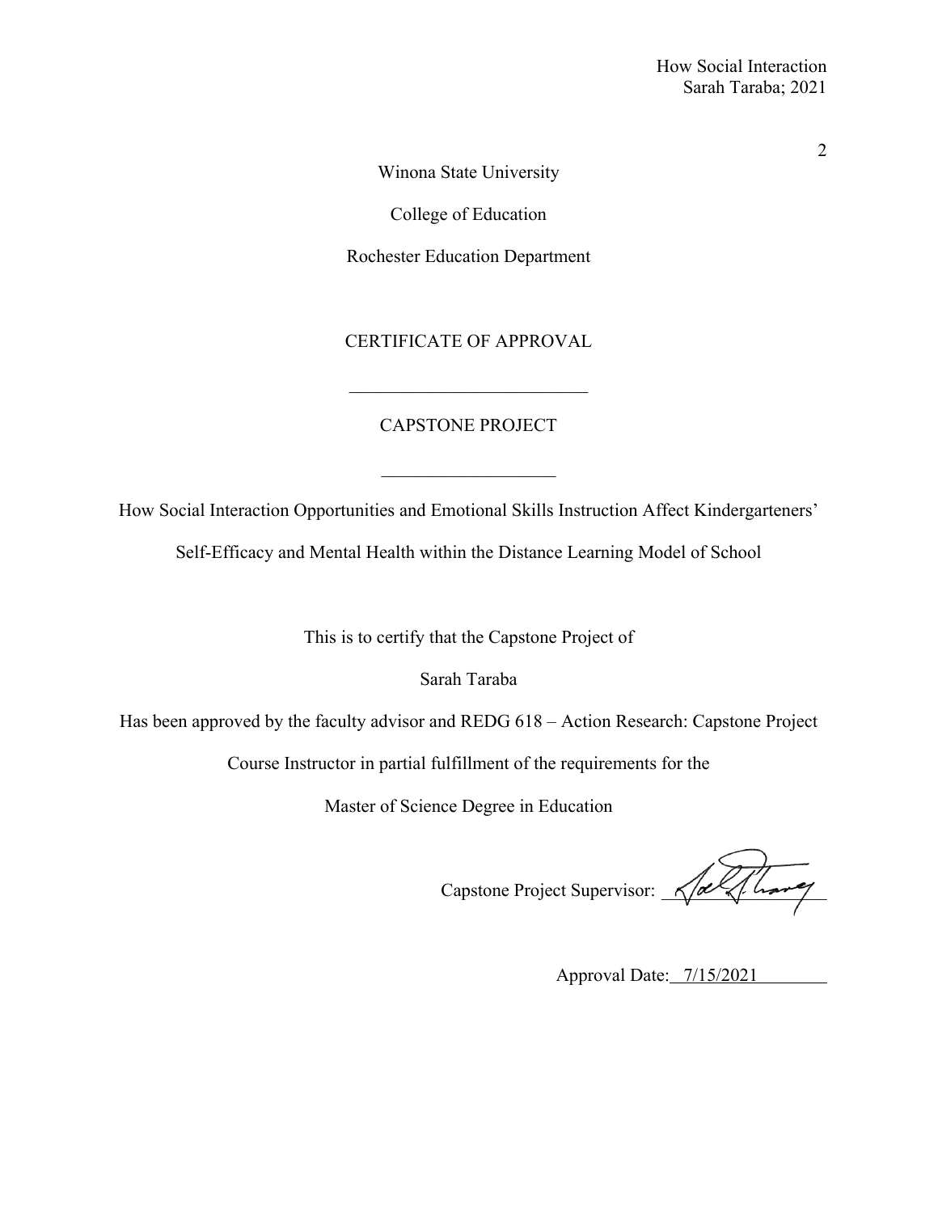Winona State University

College of Education

Rochester Education Department

CERTIFICATE OF APPROVAL

___________________________

CAPSTONE PROJECT

___________________

How Social Interaction Opportunities and Emotional Skills Instruction Affect Kindergarteners' Self-Efficacy and Mental Health within the Distance Learning Model of School

This is to certify that the Capstone Project of

Sarah Taraba

Has been approved by the faculty advisor and REDG 618 – Action Research: Capstone Project Course Instructor in partial fulfillment of the requirements for the

Master of Science Degree in Education

Capstone Project Supervisor: ________________

Approval Date: 7/15/2021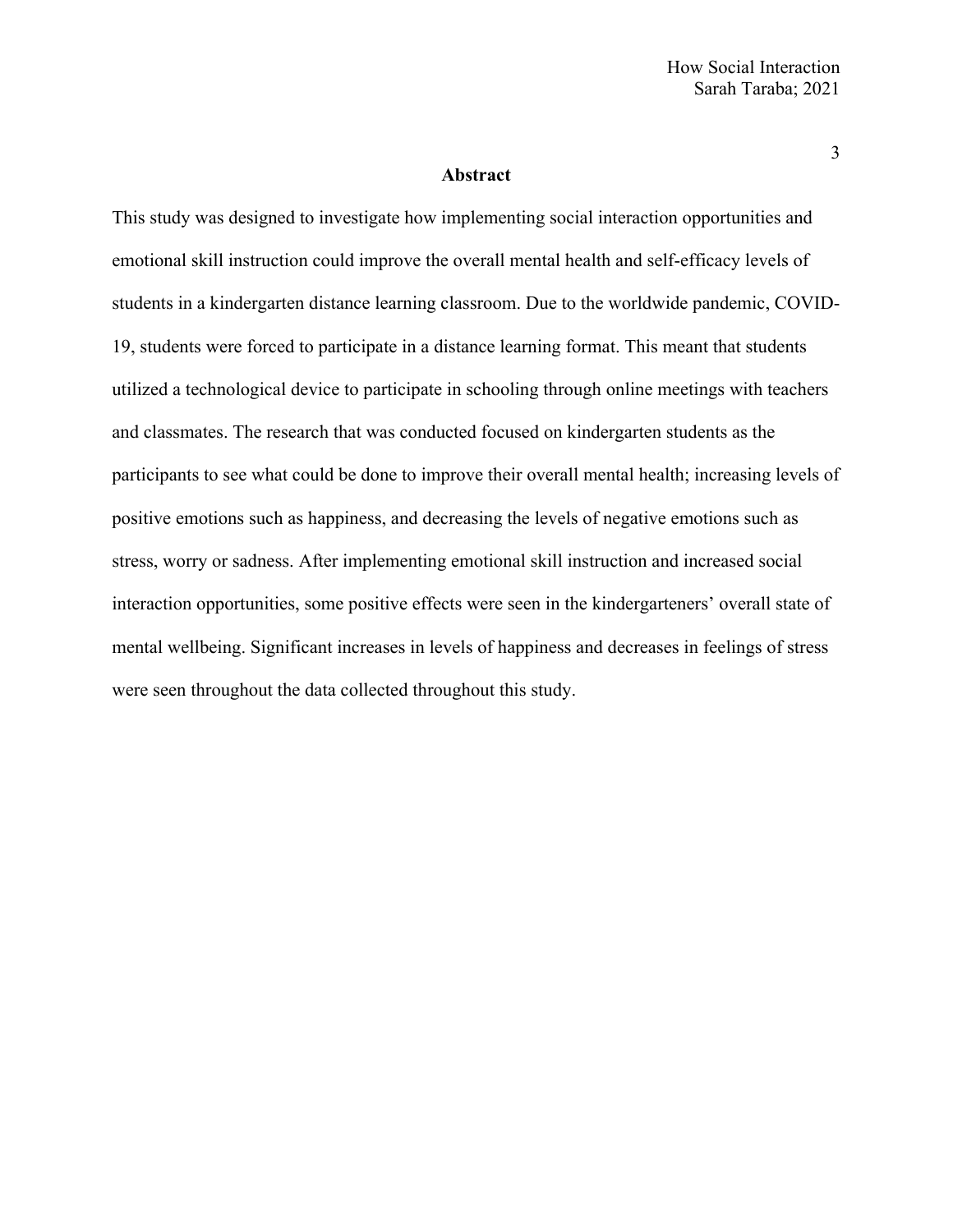## Abstract

This study was designed to investigate how implementing social interaction opportunities and emotional skill instruction could improve the overall mental health and self-efficacy levels of students in a kindergarten distance learning classroom. Due to the worldwide pandemic, COVID-19, students were forced to participate in a distance learning format. This meant that students utilized a technological device to participate in schooling through online meetings with teachers and classmates. The research that was conducted focused on kindergarten students as the participants to see what could be done to improve their overall mental health; increasing levels of positive emotions such as happiness, and decreasing the levels of negative emotions such as stress, worry or sadness. After implementing emotional skill instruction and increased social interaction opportunities, some positive effects were seen in the kindergarteners' overall state of mental wellbeing. Significant increases in levels of happiness and decreases in feelings of stress were seen throughout the data collected throughout this study.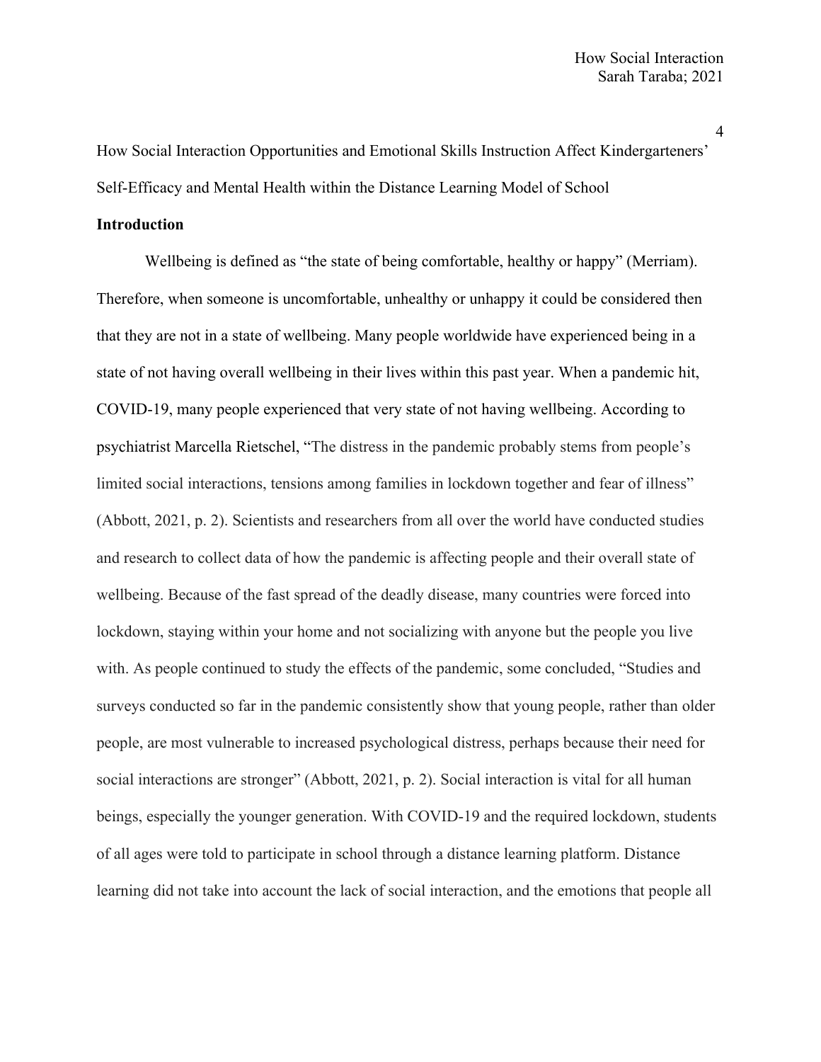How Social Interaction Opportunities and Emotional Skills Instruction Affect Kindergarteners' Self-Efficacy and Mental Health within the Distance Learning Model of School

## Introduction

Wellbeing is defined as "the state of being comfortable, healthy or happy" (Merriam). Therefore, when someone is uncomfortable, unhealthy or unhappy it could be considered then that they are not in a state of wellbeing. Many people worldwide have experienced being in a state of not having overall wellbeing in their lives within this past year. When a pandemic hit, COVID-19, many people experienced that very state of not having wellbeing. According to psychiatrist Marcella Rietschel, "The distress in the pandemic probably stems from people's limited social interactions, tensions among families in lockdown together and fear of illness" (Abbott, 2021, p. 2). Scientists and researchers from all over the world have conducted studies and research to collect data of how the pandemic is affecting people and their overall state of wellbeing. Because of the fast spread of the deadly disease, many countries were forced into lockdown, staying within your home and not socializing with anyone but the people you live with. As people continued to study the effects of the pandemic, some concluded, "Studies and surveys conducted so far in the pandemic consistently show that young people, rather than older people, are most vulnerable to increased psychological distress, perhaps because their need for social interactions are stronger" (Abbott, 2021, p. 2). Social interaction is vital for all human beings, especially the younger generation. With COVID-19 and the required lockdown, students of all ages were told to participate in school through a distance learning platform. Distance learning did not take into account the lack of social interaction, and the emotions that people all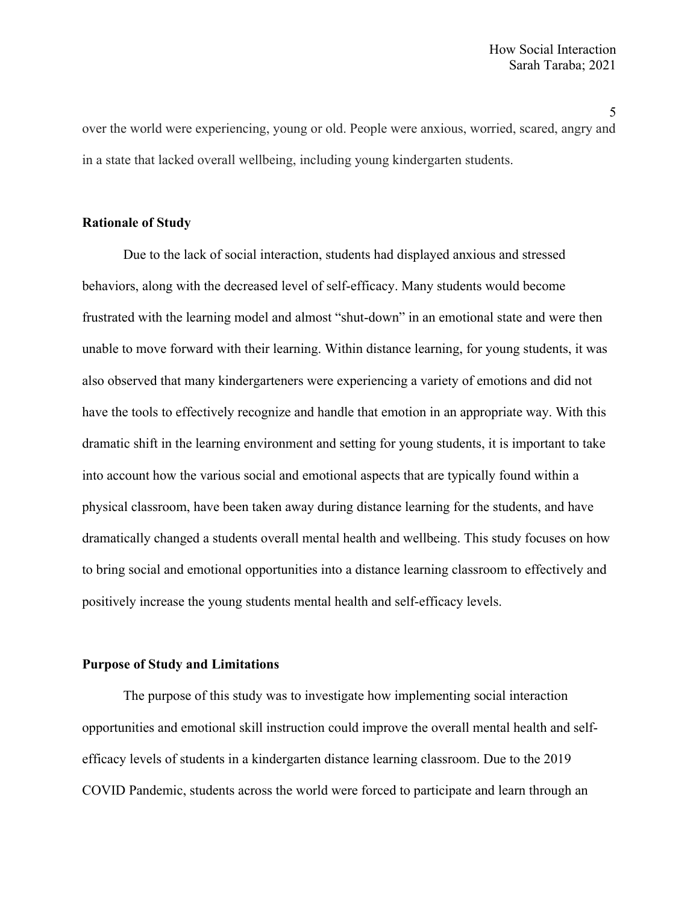over the world were experiencing, young or old. People were anxious, worried, scared, angry and in a state that lacked overall wellbeing, including young kindergarten students.

## Rationale of Study

Due to the lack of social interaction, students had displayed anxious and stressed behaviors, along with the decreased level of self-efficacy. Many students would become frustrated with the learning model and almost "shut-down" in an emotional state and were then unable to move forward with their learning. Within distance learning, for young students, it was also observed that many kindergarteners were experiencing a variety of emotions and did not have the tools to effectively recognize and handle that emotion in an appropriate way. With this dramatic shift in the learning environment and setting for young students, it is important to take into account how the various social and emotional aspects that are typically found within a physical classroom, have been taken away during distance learning for the students, and have dramatically changed a students overall mental health and wellbeing. This study focuses on how to bring social and emotional opportunities into a distance learning classroom to effectively and positively increase the young students mental health and self-efficacy levels.

## Purpose of Study and Limitations

The purpose of this study was to investigate how implementing social interaction opportunities and emotional skill instruction could improve the overall mental health and self-efficacy levels of students in a kindergarten distance learning classroom. Due to the 2019 COVID Pandemic, students across the world were forced to participate and learn through an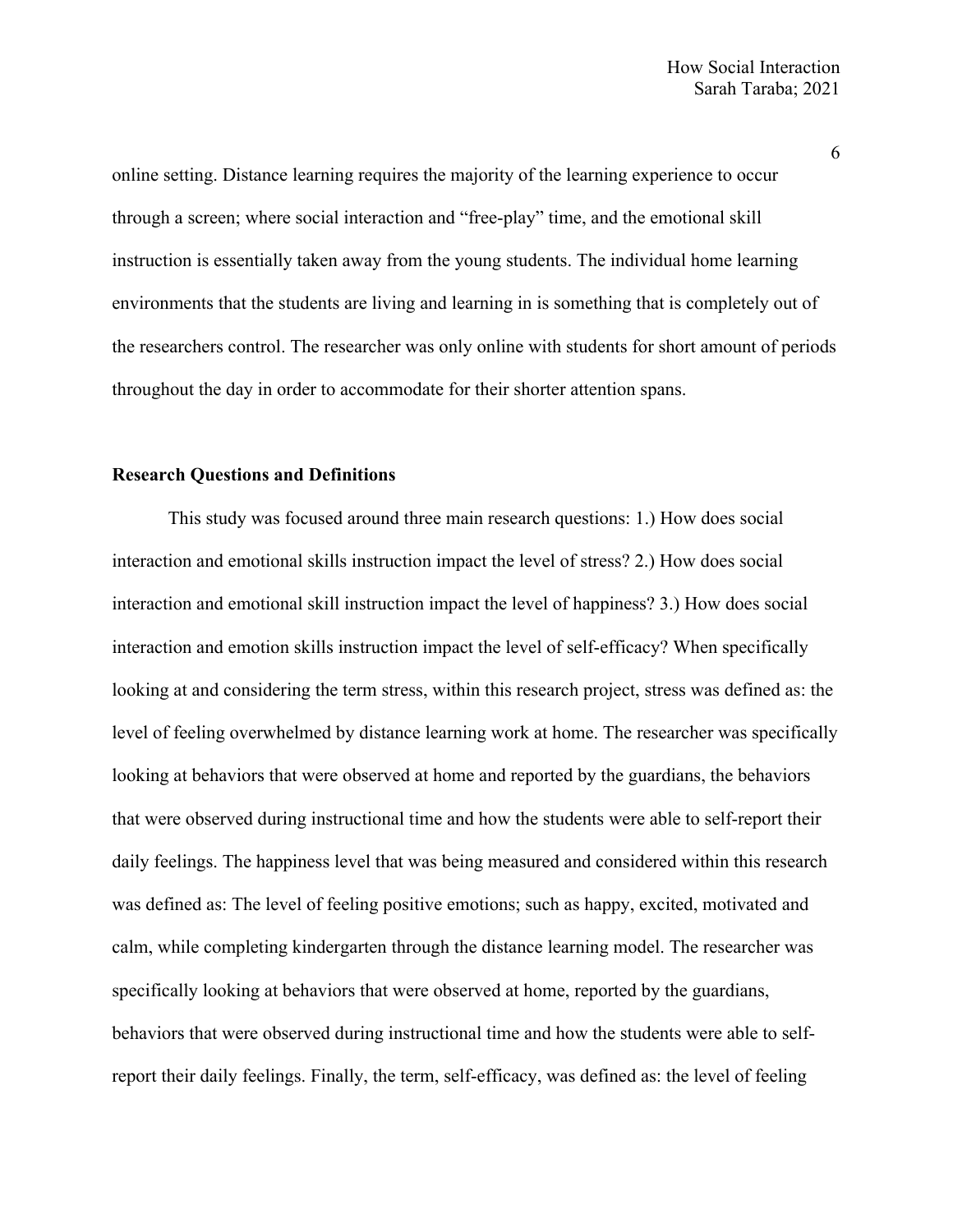online setting. Distance learning requires the majority of the learning experience to occur through a screen; where social interaction and "free-play" time, and the emotional skill instruction is essentially taken away from the young students. The individual home learning environments that the students are living and learning in is something that is completely out of the researchers control. The researcher was only online with students for short amount of periods throughout the day in order to accommodate for their shorter attention spans.

**Research Questions and Definitions**

This study was focused around three main research questions: 1.) How does social interaction and emotional skills instruction impact the level of stress? 2.) How does social interaction and emotional skill instruction impact the level of happiness? 3.) How does social interaction and emotion skills instruction impact the level of self-efficacy? When specifically looking at and considering the term stress, within this research project, stress was defined as: the level of feeling overwhelmed by distance learning work at home. The researcher was specifically looking at behaviors that were observed at home and reported by the guardians, the behaviors that were observed during instructional time and how the students were able to self-report their daily feelings. The happiness level that was being measured and considered within this research was defined as: The level of feeling positive emotions; such as happy, excited, motivated and calm, while completing kindergarten through the distance learning model. The researcher was specifically looking at behaviors that were observed at home, reported by the guardians, behaviors that were observed during instructional time and how the students were able to self-report their daily feelings. Finally, the term, self-efficacy, was defined as: the level of feeling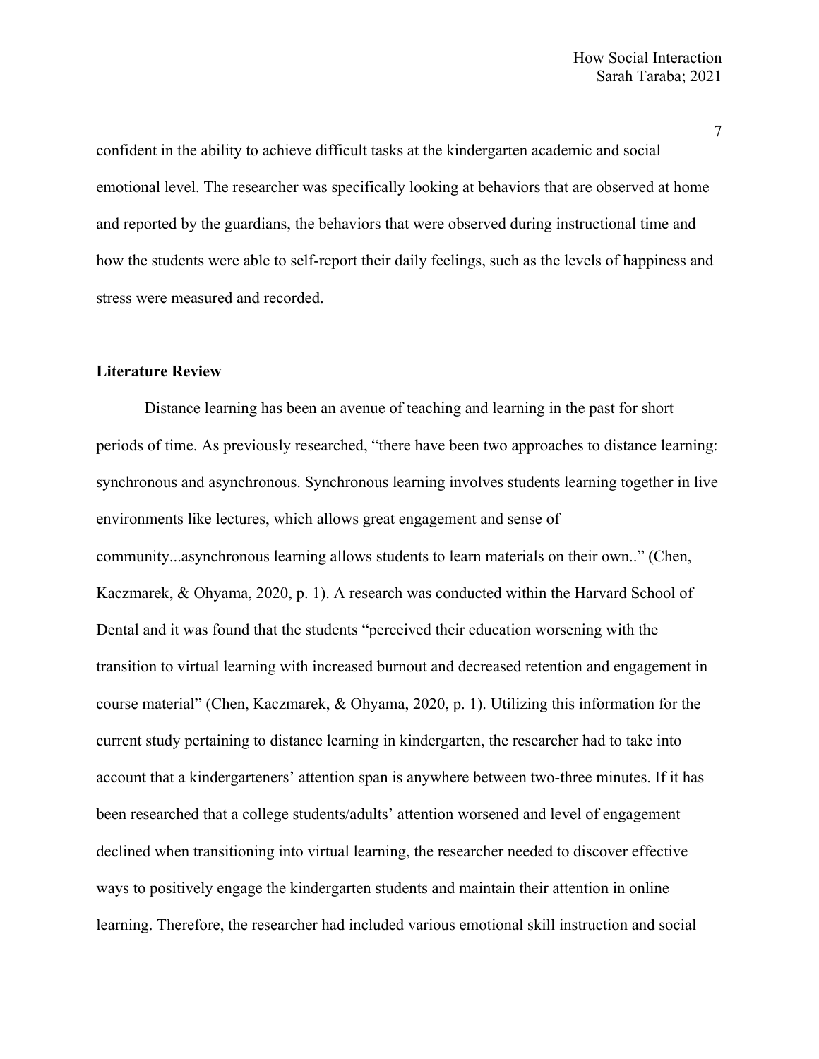confident in the ability to achieve difficult tasks at the kindergarten academic and social emotional level. The researcher was specifically looking at behaviors that are observed at home and reported by the guardians, the behaviors that were observed during instructional time and how the students were able to self-report their daily feelings, such as the levels of happiness and stress were measured and recorded.

**Literature Review**

Distance learning has been an avenue of teaching and learning in the past for short periods of time. As previously researched, "there have been two approaches to distance learning: synchronous and asynchronous. Synchronous learning involves students learning together in live environments like lectures, which allows great engagement and sense of community...asynchronous learning allows students to learn materials on their own.." (Chen, Kaczmarek, & Ohyama, 2020, p. 1). A research was conducted within the Harvard School of Dental and it was found that the students "perceived their education worsening with the transition to virtual learning with increased burnout and decreased retention and engagement in course material" (Chen, Kaczmarek, & Ohyama, 2020, p. 1). Utilizing this information for the current study pertaining to distance learning in kindergarten, the researcher had to take into account that a kindergarteners' attention span is anywhere between two-three minutes. If it has been researched that a college students/adults' attention worsened and level of engagement declined when transitioning into virtual learning, the researcher needed to discover effective ways to positively engage the kindergarten students and maintain their attention in online learning. Therefore, the researcher had included various emotional skill instruction and social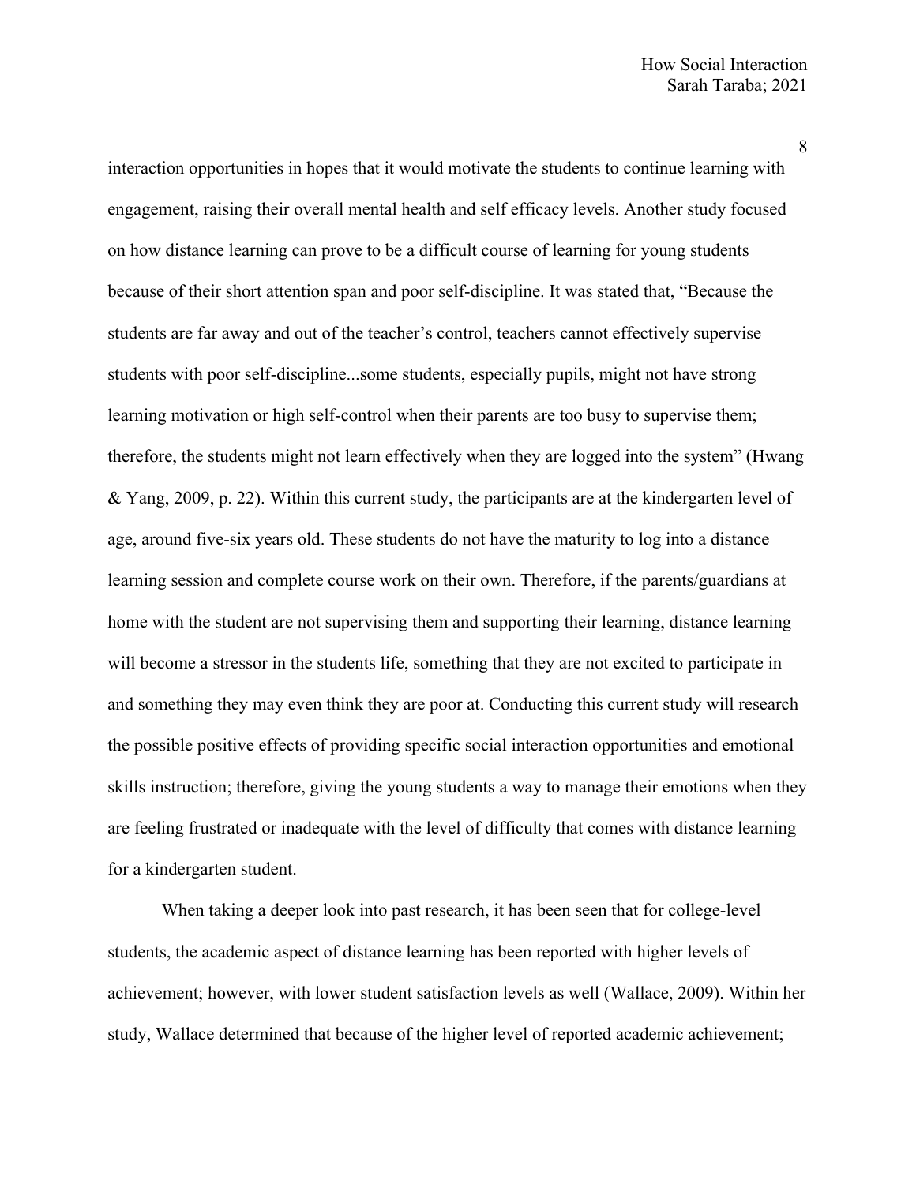interaction opportunities in hopes that it would motivate the students to continue learning with engagement, raising their overall mental health and self efficacy levels. Another study focused on how distance learning can prove to be a difficult course of learning for young students because of their short attention span and poor self-discipline. It was stated that, "Because the students are far away and out of the teacher's control, teachers cannot effectively supervise students with poor self-discipline...some students, especially pupils, might not have strong learning motivation or high self-control when their parents are too busy to supervise them; therefore, the students might not learn effectively when they are logged into the system" (Hwang & Yang, 2009, p. 22). Within this current study, the participants are at the kindergarten level of age, around five-six years old. These students do not have the maturity to log into a distance learning session and complete course work on their own. Therefore, if the parents/guardians at home with the student are not supervising them and supporting their learning, distance learning will become a stressor in the students life, something that they are not excited to participate in and something they may even think they are poor at. Conducting this current study will research the possible positive effects of providing specific social interaction opportunities and emotional skills instruction; therefore, giving the young students a way to manage their emotions when they are feeling frustrated or inadequate with the level of difficulty that comes with distance learning for a kindergarten student.

When taking a deeper look into past research, it has been seen that for college-level students, the academic aspect of distance learning has been reported with higher levels of achievement; however, with lower student satisfaction levels as well (Wallace, 2009). Within her study, Wallace determined that because of the higher level of reported academic achievement;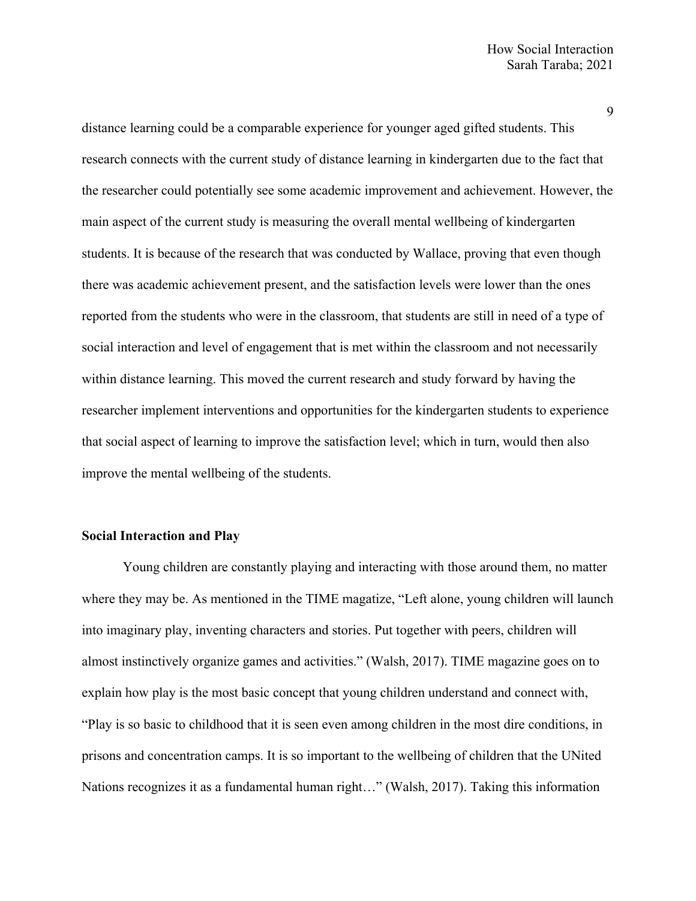distance learning could be a comparable experience for younger aged gifted students. This research connects with the current study of distance learning in kindergarten due to the fact that the researcher could potentially see some academic improvement and achievement. However, the main aspect of the current study is measuring the overall mental wellbeing of kindergarten students. It is because of the research that was conducted by Wallace, proving that even though there was academic achievement present, and the satisfaction levels were lower than the ones reported from the students who were in the classroom, that students are still in need of a type of social interaction and level of engagement that is met within the classroom and not necessarily within distance learning. This moved the current research and study forward by having the researcher implement interventions and opportunities for the kindergarten students to experience that social aspect of learning to improve the satisfaction level; which in turn, would then also improve the mental wellbeing of the students.

**Social Interaction and Play**

Young children are constantly playing and interacting with those around them, no matter where they may be. As mentioned in the TIME magatize, "Left alone, young children will launch into imaginary play, inventing characters and stories. Put together with peers, children will almost instinctively organize games and activities." (Walsh, 2017). TIME magazine goes on to explain how play is the most basic concept that young children understand and connect with, "Play is so basic to childhood that it is seen even among children in the most dire conditions, in prisons and concentration camps. It is so important to the wellbeing of children that the UNited Nations recognizes it as a fundamental human right…" (Walsh, 2017). Taking this information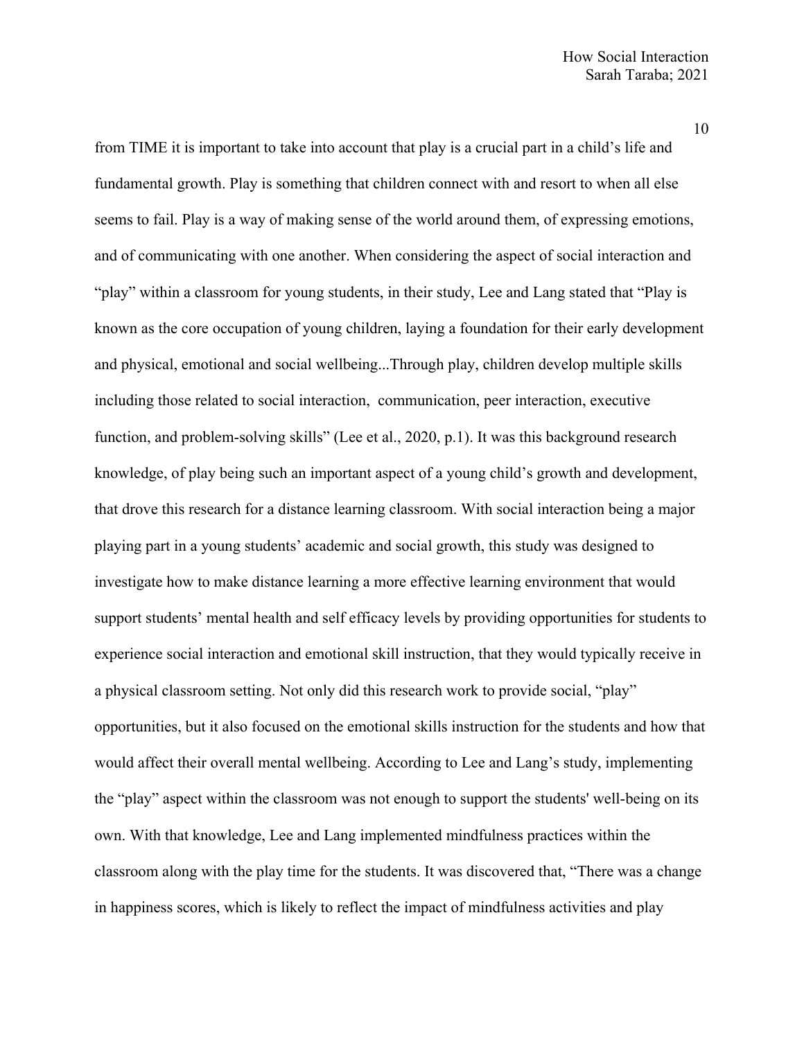from TIME it is important to take into account that play is a crucial part in a child's life and fundamental growth. Play is something that children connect with and resort to when all else seems to fail. Play is a way of making sense of the world around them, of expressing emotions, and of communicating with one another. When considering the aspect of social interaction and "play" within a classroom for young students, in their study, Lee and Lang stated that "Play is known as the core occupation of young children, laying a foundation for their early development and physical, emotional and social wellbeing...Through play, children develop multiple skills including those related to social interaction,  communication, peer interaction, executive function, and problem-solving skills" (Lee et al., 2020, p.1). It was this background research knowledge, of play being such an important aspect of a young child's growth and development, that drove this research for a distance learning classroom. With social interaction being a major playing part in a young students' academic and social growth, this study was designed to investigate how to make distance learning a more effective learning environment that would support students' mental health and self efficacy levels by providing opportunities for students to experience social interaction and emotional skill instruction, that they would typically receive in a physical classroom setting. Not only did this research work to provide social, "play" opportunities, but it also focused on the emotional skills instruction for the students and how that would affect their overall mental wellbeing. According to Lee and Lang's study, implementing the "play" aspect within the classroom was not enough to support the students' well-being on its own. With that knowledge, Lee and Lang implemented mindfulness practices within the classroom along with the play time for the students. It was discovered that, "There was a change in happiness scores, which is likely to reflect the impact of mindfulness activities and play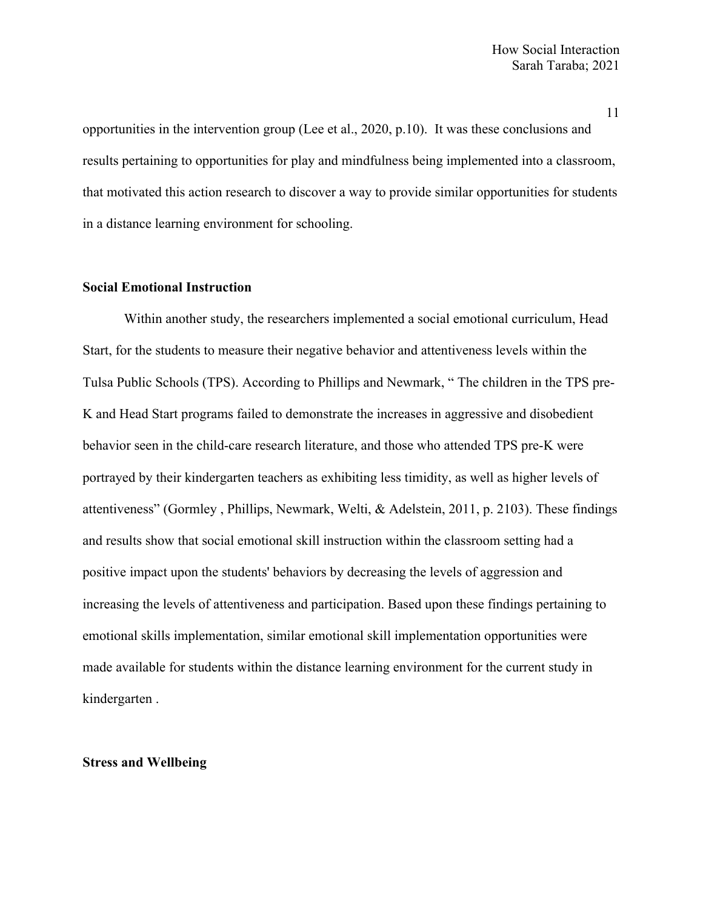opportunities in the intervention group (Lee et al., 2020, p.10). It was these conclusions and results pertaining to opportunities for play and mindfulness being implemented into a classroom, that motivated this action research to discover a way to provide similar opportunities for students in a distance learning environment for schooling.

**Social Emotional Instruction**

Within another study, the researchers implemented a social emotional curriculum, Head Start, for the students to measure their negative behavior and attentiveness levels within the Tulsa Public Schools (TPS). According to Phillips and Newmark, " The children in the TPS pre-K and Head Start programs failed to demonstrate the increases in aggressive and disobedient behavior seen in the child-care research literature, and those who attended TPS pre-K were portrayed by their kindergarten teachers as exhibiting less timidity, as well as higher levels of attentiveness" (Gormley , Phillips, Newmark, Welti, & Adelstein, 2011, p. 2103). These findings and results show that social emotional skill instruction within the classroom setting had a positive impact upon the students' behaviors by decreasing the levels of aggression and increasing the levels of attentiveness and participation. Based upon these findings pertaining to emotional skills implementation, similar emotional skill implementation opportunities were made available for students within the distance learning environment for the current study in kindergarten .

**Stress and Wellbeing**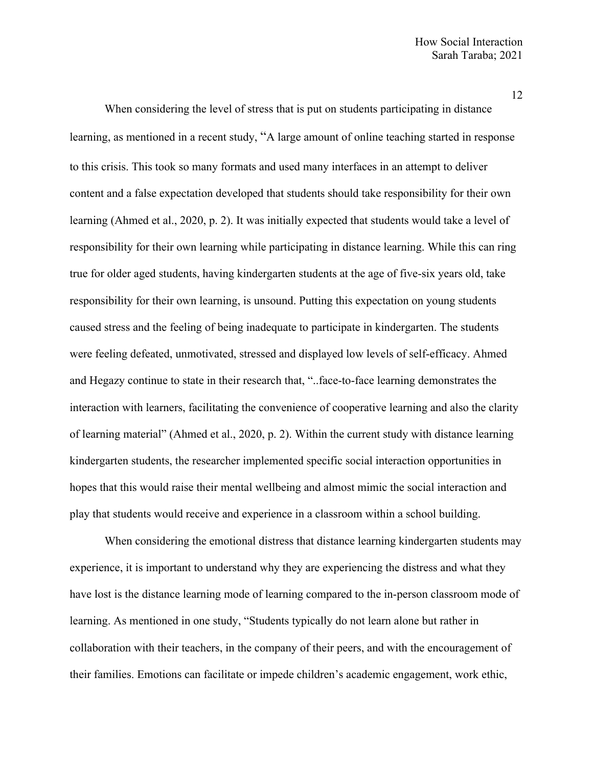When considering the level of stress that is put on students participating in distance learning, as mentioned in a recent study, "A large amount of online teaching started in response to this crisis. This took so many formats and used many interfaces in an attempt to deliver content and a false expectation developed that students should take responsibility for their own learning (Ahmed et al., 2020, p. 2). It was initially expected that students would take a level of responsibility for their own learning while participating in distance learning. While this can ring true for older aged students, having kindergarten students at the age of five-six years old, take responsibility for their own learning, is unsound. Putting this expectation on young students caused stress and the feeling of being inadequate to participate in kindergarten. The students were feeling defeated, unmotivated, stressed and displayed low levels of self-efficacy. Ahmed and Hegazy continue to state in their research that, "..face-to-face learning demonstrates the interaction with learners, facilitating the convenience of cooperative learning and also the clarity of learning material" (Ahmed et al., 2020, p. 2). Within the current study with distance learning kindergarten students, the researcher implemented specific social interaction opportunities in hopes that this would raise their mental wellbeing and almost mimic the social interaction and play that students would receive and experience in a classroom within a school building.

When considering the emotional distress that distance learning kindergarten students may experience, it is important to understand why they are experiencing the distress and what they have lost is the distance learning mode of learning compared to the in-person classroom mode of learning. As mentioned in one study, "Students typically do not learn alone but rather in collaboration with their teachers, in the company of their peers, and with the encouragement of their families. Emotions can facilitate or impede children's academic engagement, work ethic,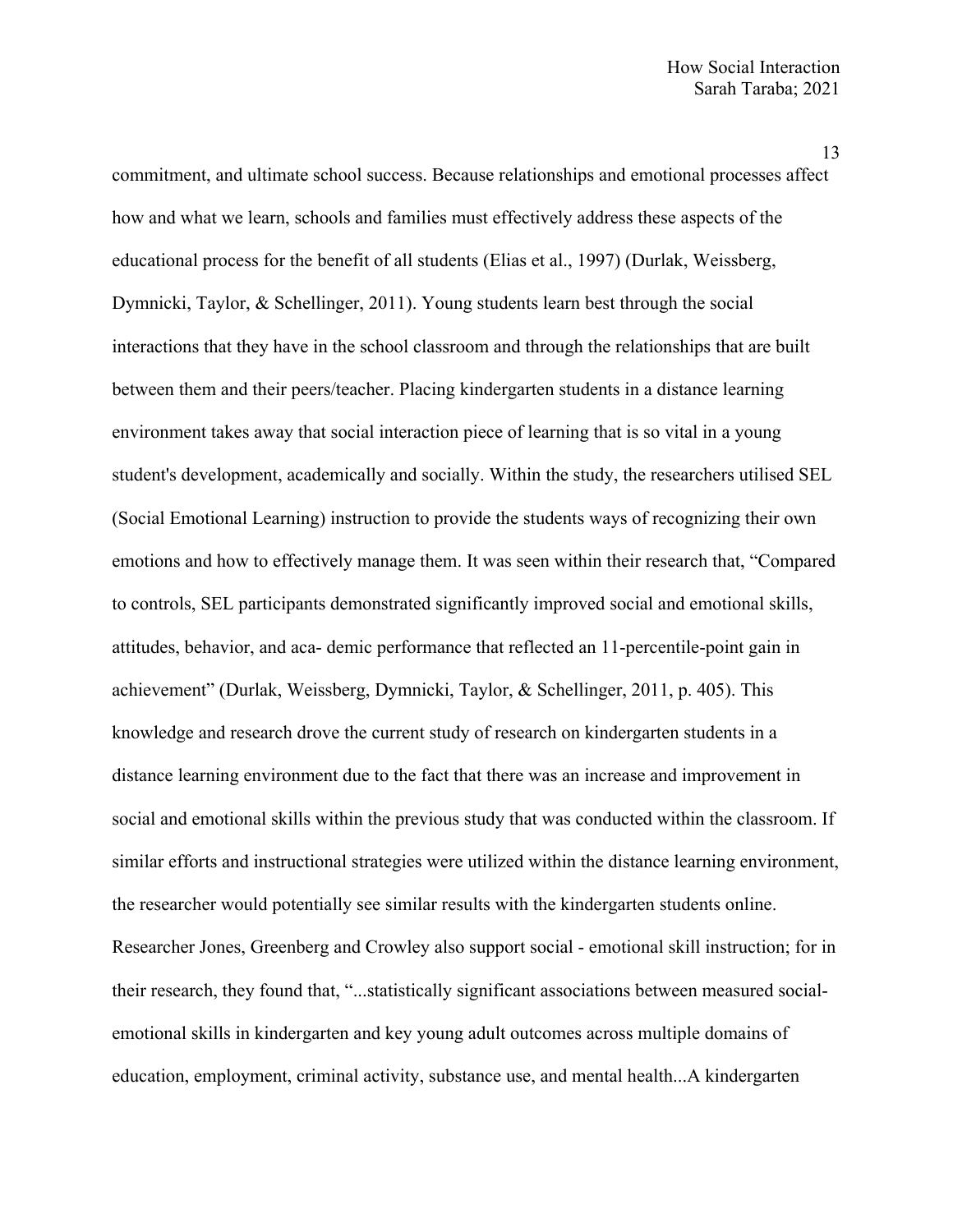commitment, and ultimate school success. Because relationships and emotional processes affect how and what we learn, schools and families must effectively address these aspects of the educational process for the benefit of all students (Elias et al., 1997) (Durlak, Weissberg, Dymnicki, Taylor, & Schellinger, 2011). Young students learn best through the social interactions that they have in the school classroom and through the relationships that are built between them and their peers/teacher. Placing kindergarten students in a distance learning environment takes away that social interaction piece of learning that is so vital in a young student's development, academically and socially. Within the study, the researchers utilised SEL (Social Emotional Learning) instruction to provide the students ways of recognizing their own emotions and how to effectively manage them. It was seen within their research that, "Compared to controls, SEL participants demonstrated significantly improved social and emotional skills, attitudes, behavior, and aca- demic performance that reflected an 11-percentile-point gain in achievement" (Durlak, Weissberg, Dymnicki, Taylor, & Schellinger, 2011, p. 405). This knowledge and research drove the current study of research on kindergarten students in a distance learning environment due to the fact that there was an increase and improvement in social and emotional skills within the previous study that was conducted within the classroom. If similar efforts and instructional strategies were utilized within the distance learning environment, the researcher would potentially see similar results with the kindergarten students online. Researcher Jones, Greenberg and Crowley also support social - emotional skill instruction; for in their research, they found that, "...statistically significant associations between measured social-emotional skills in kindergarten and key young adult outcomes across multiple domains of education, employment, criminal activity, substance use, and mental health...A kindergarten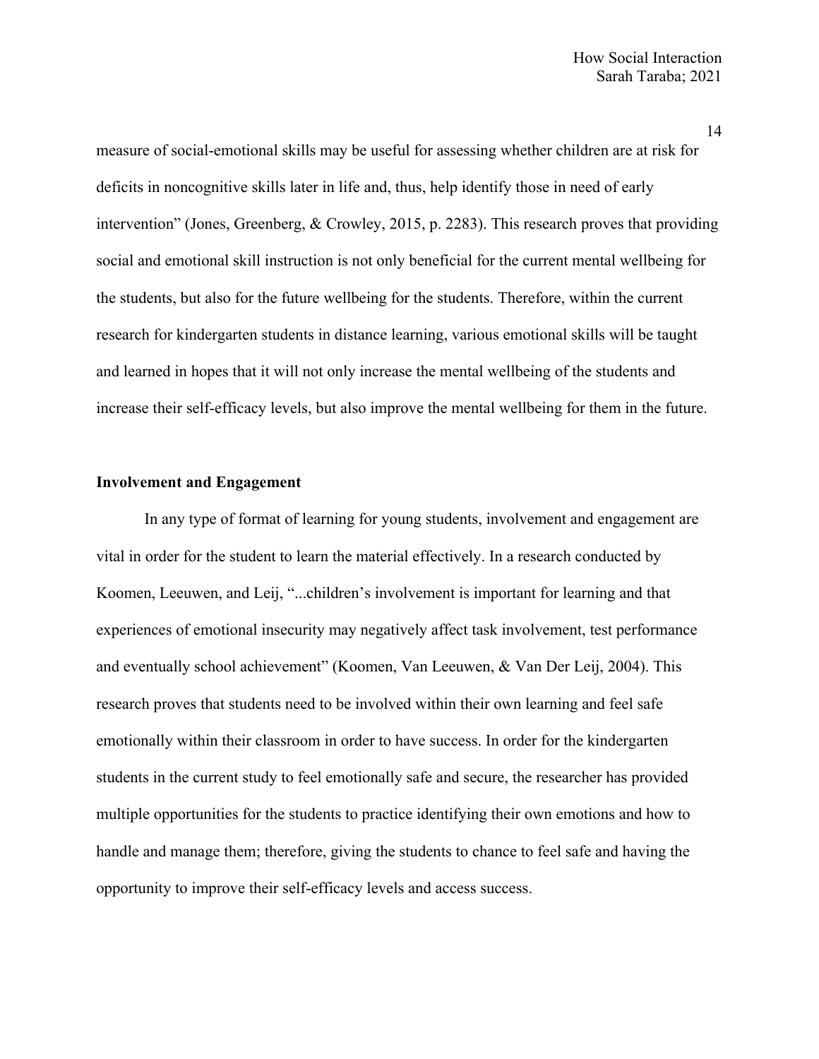measure of social-emotional skills may be useful for assessing whether children are at risk for deficits in noncognitive skills later in life and, thus, help identify those in need of early intervention" (Jones, Greenberg, & Crowley, 2015, p. 2283). This research proves that providing social and emotional skill instruction is not only beneficial for the current mental wellbeing for the students, but also for the future wellbeing for the students. Therefore, within the current research for kindergarten students in distance learning, various emotional skills will be taught and learned in hopes that it will not only increase the mental wellbeing of the students and increase their self-efficacy levels, but also improve the mental wellbeing for them in the future.

**Involvement and Engagement**

In any type of format of learning for young students, involvement and engagement are vital in order for the student to learn the material effectively. In a research conducted by Koomen, Leeuwen, and Leij, "...children's involvement is important for learning and that experiences of emotional insecurity may negatively affect task involvement, test performance and eventually school achievement" (Koomen, Van Leeuwen, & Van Der Leij, 2004). This research proves that students need to be involved within their own learning and feel safe emotionally within their classroom in order to have success. In order for the kindergarten students in the current study to feel emotionally safe and secure, the researcher has provided multiple opportunities for the students to practice identifying their own emotions and how to handle and manage them; therefore, giving the students to chance to feel safe and having the opportunity to improve their self-efficacy levels and access success.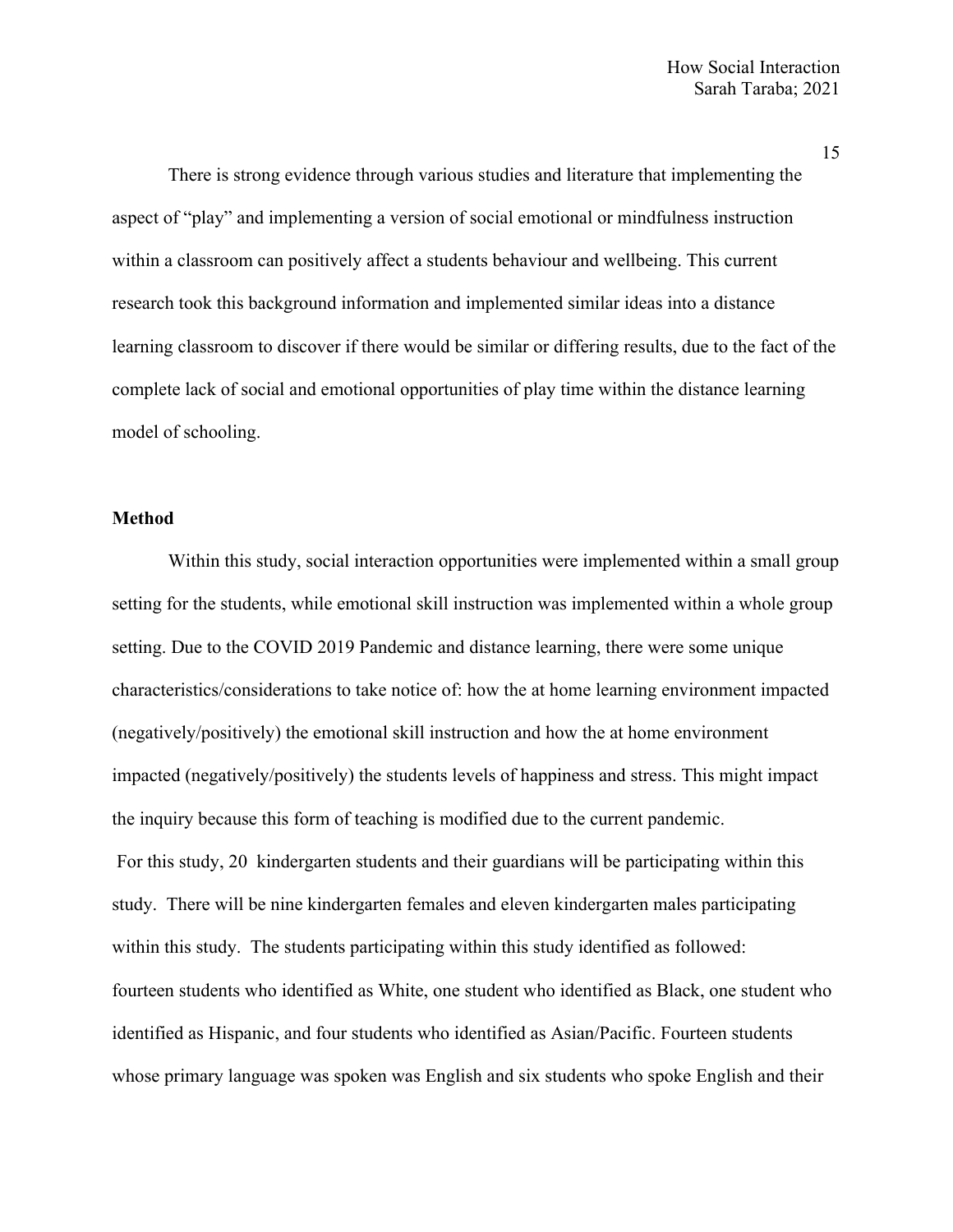There is strong evidence through various studies and literature that implementing the aspect of "play" and implementing a version of social emotional or mindfulness instruction within a classroom can positively affect a students behaviour and wellbeing. This current research took this background information and implemented similar ideas into a distance learning classroom to discover if there would be similar or differing results, due to the fact of the complete lack of social and emotional opportunities of play time within the distance learning model of schooling.

**Method**

Within this study, social interaction opportunities were implemented within a small group setting for the students, while emotional skill instruction was implemented within a whole group setting. Due to the COVID 2019 Pandemic and distance learning, there were some unique characteristics/considerations to take notice of: how the at home learning environment impacted (negatively/positively) the emotional skill instruction and how the at home environment impacted (negatively/positively) the students levels of happiness and stress. This might impact the inquiry because this form of teaching is modified due to the current pandemic.

For this study, 20 kindergarten students and their guardians will be participating within this study. There will be nine kindergarten females and eleven kindergarten males participating within this study. The students participating within this study identified as followed: fourteen students who identified as White, one student who identified as Black, one student who identified as Hispanic, and four students who identified as Asian/Pacific. Fourteen students whose primary language was spoken was English and six students who spoke English and their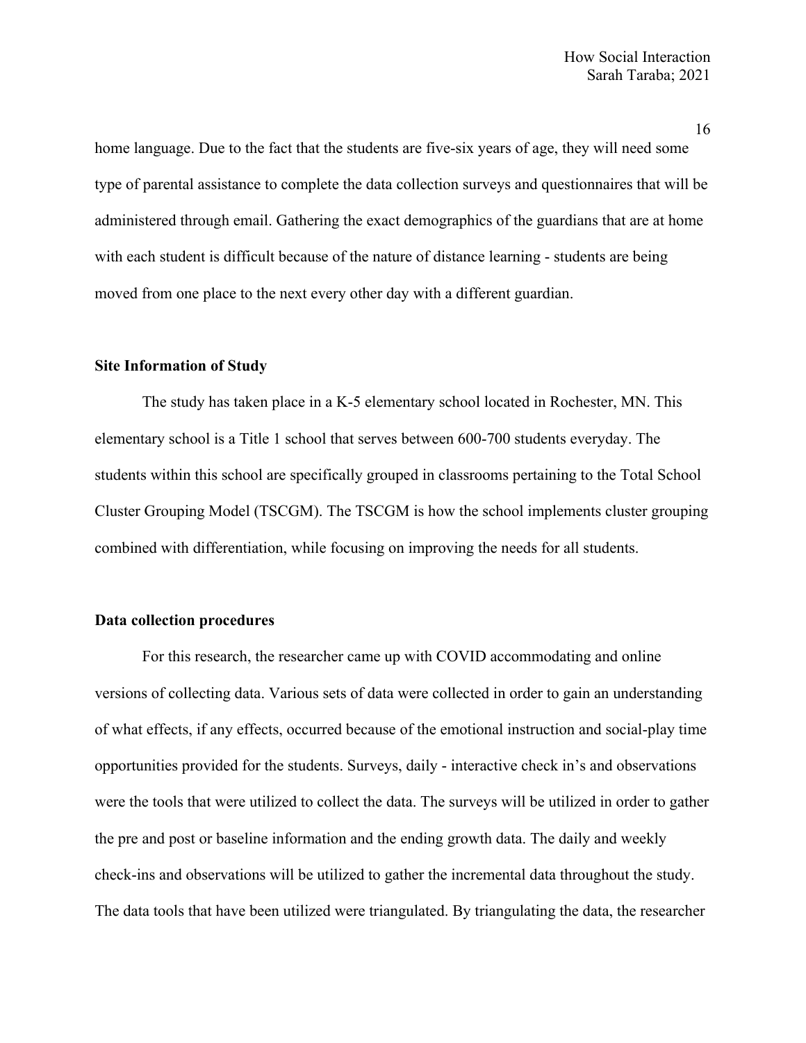home language. Due to the fact that the students are five-six years of age, they will need some type of parental assistance to complete the data collection surveys and questionnaires that will be administered through email. Gathering the exact demographics of the guardians that are at home with each student is difficult because of the nature of distance learning - students are being moved from one place to the next every other day with a different guardian.

**Site Information of Study**

The study has taken place in a K-5 elementary school located in Rochester, MN. This elementary school is a Title 1 school that serves between 600-700 students everyday. The students within this school are specifically grouped in classrooms pertaining to the Total School Cluster Grouping Model (TSCGM). The TSCGM is how the school implements cluster grouping combined with differentiation, while focusing on improving the needs for all students.

**Data collection procedures**

For this research, the researcher came up with COVID accommodating and online versions of collecting data. Various sets of data were collected in order to gain an understanding of what effects, if any effects, occurred because of the emotional instruction and social-play time opportunities provided for the students. Surveys, daily - interactive check in's and observations were the tools that were utilized to collect the data. The surveys will be utilized in order to gather the pre and post or baseline information and the ending growth data. The daily and weekly check-ins and observations will be utilized to gather the incremental data throughout the study. The data tools that have been utilized were triangulated. By triangulating the data, the researcher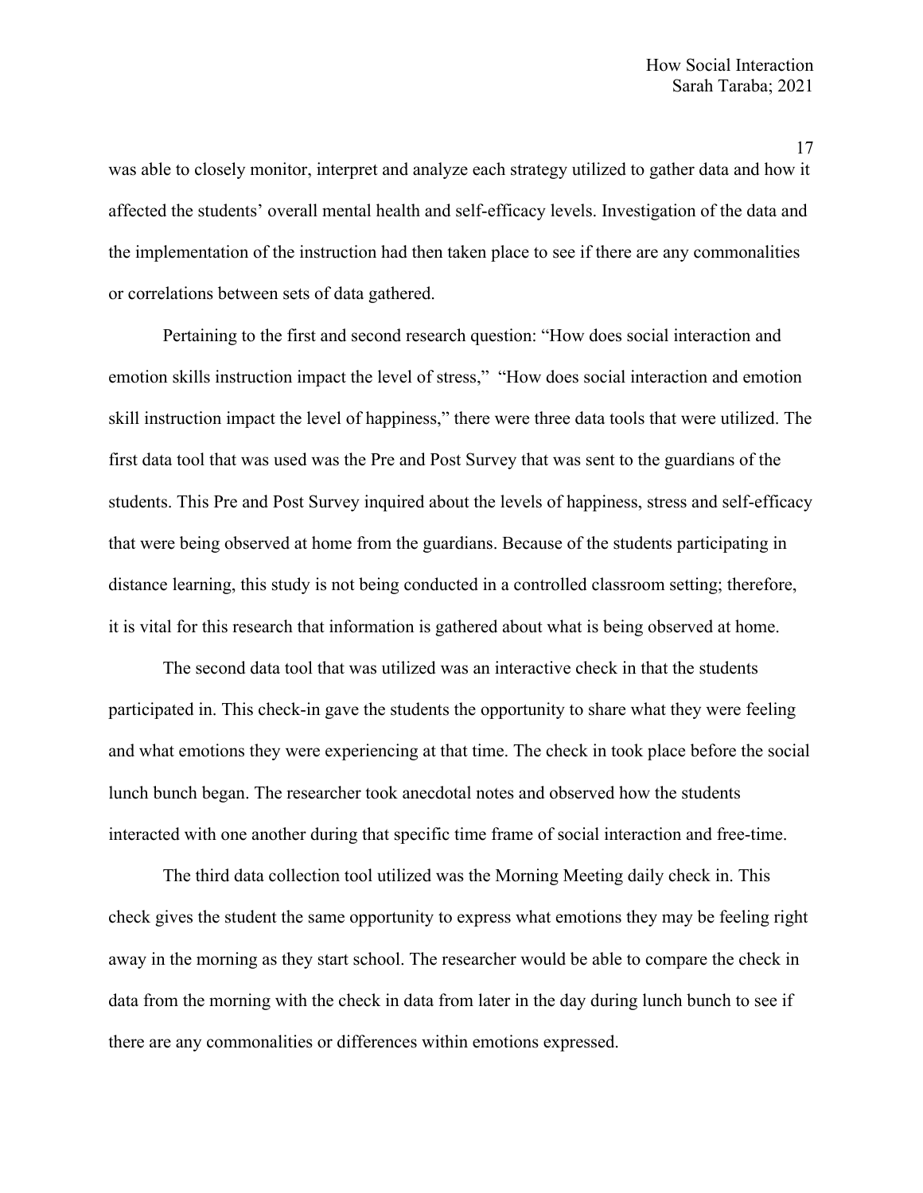was able to closely monitor, interpret and analyze each strategy utilized to gather data and how it affected the students' overall mental health and self-efficacy levels. Investigation of the data and the implementation of the instruction had then taken place to see if there are any commonalities or correlations between sets of data gathered.

Pertaining to the first and second research question: "How does social interaction and emotion skills instruction impact the level of stress," "How does social interaction and emotion skill instruction impact the level of happiness," there were three data tools that were utilized. The first data tool that was used was the Pre and Post Survey that was sent to the guardians of the students. This Pre and Post Survey inquired about the levels of happiness, stress and self-efficacy that were being observed at home from the guardians. Because of the students participating in distance learning, this study is not being conducted in a controlled classroom setting; therefore, it is vital for this research that information is gathered about what is being observed at home.

The second data tool that was utilized was an interactive check in that the students participated in. This check-in gave the students the opportunity to share what they were feeling and what emotions they were experiencing at that time. The check in took place before the social lunch bunch began. The researcher took anecdotal notes and observed how the students interacted with one another during that specific time frame of social interaction and free-time.

The third data collection tool utilized was the Morning Meeting daily check in. This check gives the student the same opportunity to express what emotions they may be feeling right away in the morning as they start school. The researcher would be able to compare the check in data from the morning with the check in data from later in the day during lunch bunch to see if there are any commonalities or differences within emotions expressed.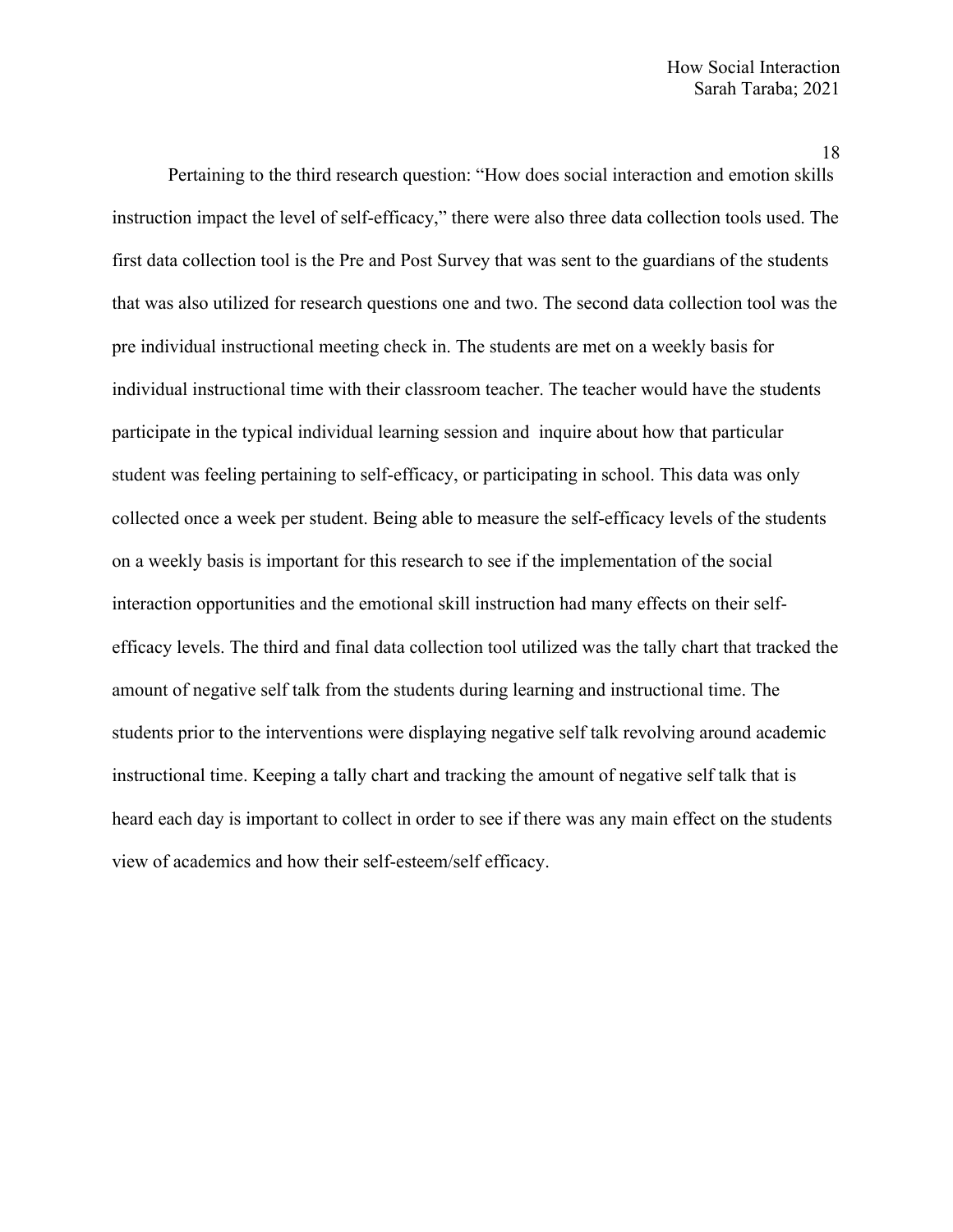Pertaining to the third research question: “How does social interaction and emotion skills instruction impact the level of self-efficacy,” there were also three data collection tools used. The first data collection tool is the Pre and Post Survey that was sent to the guardians of the students that was also utilized for research questions one and two. The second data collection tool was the pre individual instructional meeting check in. The students are met on a weekly basis for individual instructional time with their classroom teacher. The teacher would have the students participate in the typical individual learning session and inquire about how that particular student was feeling pertaining to self-efficacy, or participating in school. This data was only collected once a week per student. Being able to measure the self-efficacy levels of the students on a weekly basis is important for this research to see if the implementation of the social interaction opportunities and the emotional skill instruction had many effects on their self-efficacy levels. The third and final data collection tool utilized was the tally chart that tracked the amount of negative self talk from the students during learning and instructional time. The students prior to the interventions were displaying negative self talk revolving around academic instructional time. Keeping a tally chart and tracking the amount of negative self talk that is heard each day is important to collect in order to see if there was any main effect on the students view of academics and how their self-esteem/self efficacy.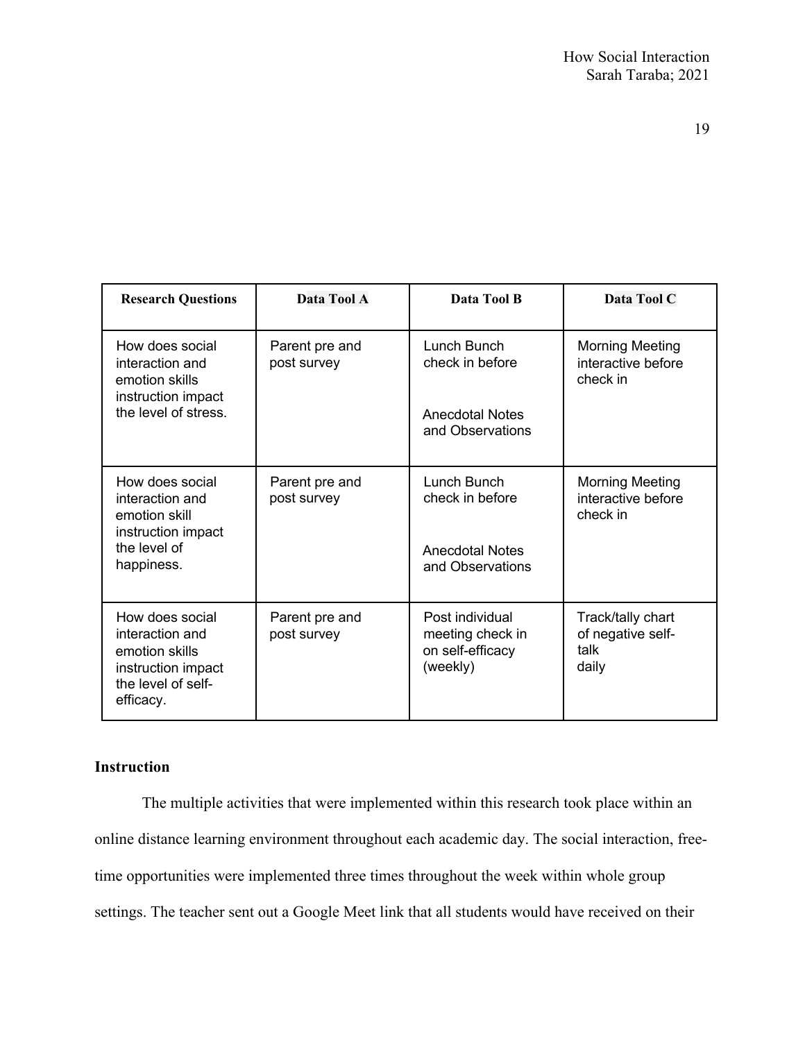| Research Questions | Data Tool A | Data Tool B | Data Tool C |
|---|---|---|---|
| How does social interaction and emotion skills instruction impact the level of stress. | Parent pre and post survey | Lunch Bunch check in before<br><br>Anecdotal Notes and Observations | Morning Meeting interactive before check in |
| How does social interaction and emotion skill instruction impact the level of happiness. | Parent pre and post survey | Lunch Bunch check in before<br><br>Anecdotal Notes and Observations | Morning Meeting interactive before check in |
| How does social interaction and emotion skills instruction impact the level of self-efficacy. | Parent pre and post survey | Post individual meeting check in on self-efficacy (weekly) | Track/tally chart of negative self-talk daily |

### Instruction

The multiple activities that were implemented within this research took place within an online distance learning environment throughout each academic day. The social interaction, free-time opportunities were implemented three times throughout the week within whole group settings. The teacher sent out a Google Meet link that all students would have received on their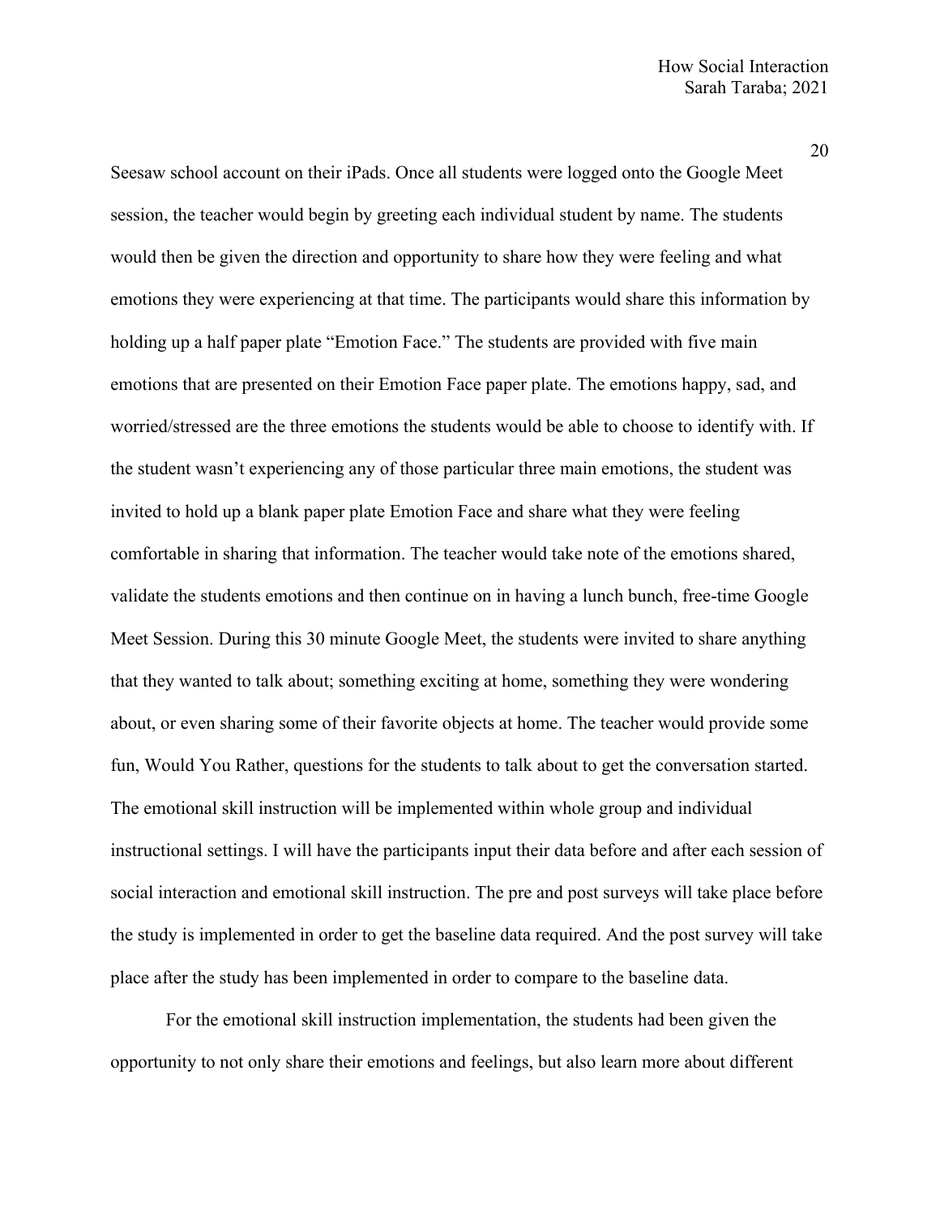Seesaw school account on their iPads. Once all students were logged onto the Google Meet session, the teacher would begin by greeting each individual student by name. The students would then be given the direction and opportunity to share how they were feeling and what emotions they were experiencing at that time. The participants would share this information by holding up a half paper plate "Emotion Face." The students are provided with five main emotions that are presented on their Emotion Face paper plate. The emotions happy, sad, and worried/stressed are the three emotions the students would be able to choose to identify with. If the student wasn't experiencing any of those particular three main emotions, the student was invited to hold up a blank paper plate Emotion Face and share what they were feeling comfortable in sharing that information. The teacher would take note of the emotions shared, validate the students emotions and then continue on in having a lunch bunch, free-time Google Meet Session. During this 30 minute Google Meet, the students were invited to share anything that they wanted to talk about; something exciting at home, something they were wondering about, or even sharing some of their favorite objects at home. The teacher would provide some fun, Would You Rather, questions for the students to talk about to get the conversation started. The emotional skill instruction will be implemented within whole group and individual instructional settings. I will have the participants input their data before and after each session of social interaction and emotional skill instruction. The pre and post surveys will take place before the study is implemented in order to get the baseline data required. And the post survey will take place after the study has been implemented in order to compare to the baseline data.

For the emotional skill instruction implementation, the students had been given the opportunity to not only share their emotions and feelings, but also learn more about different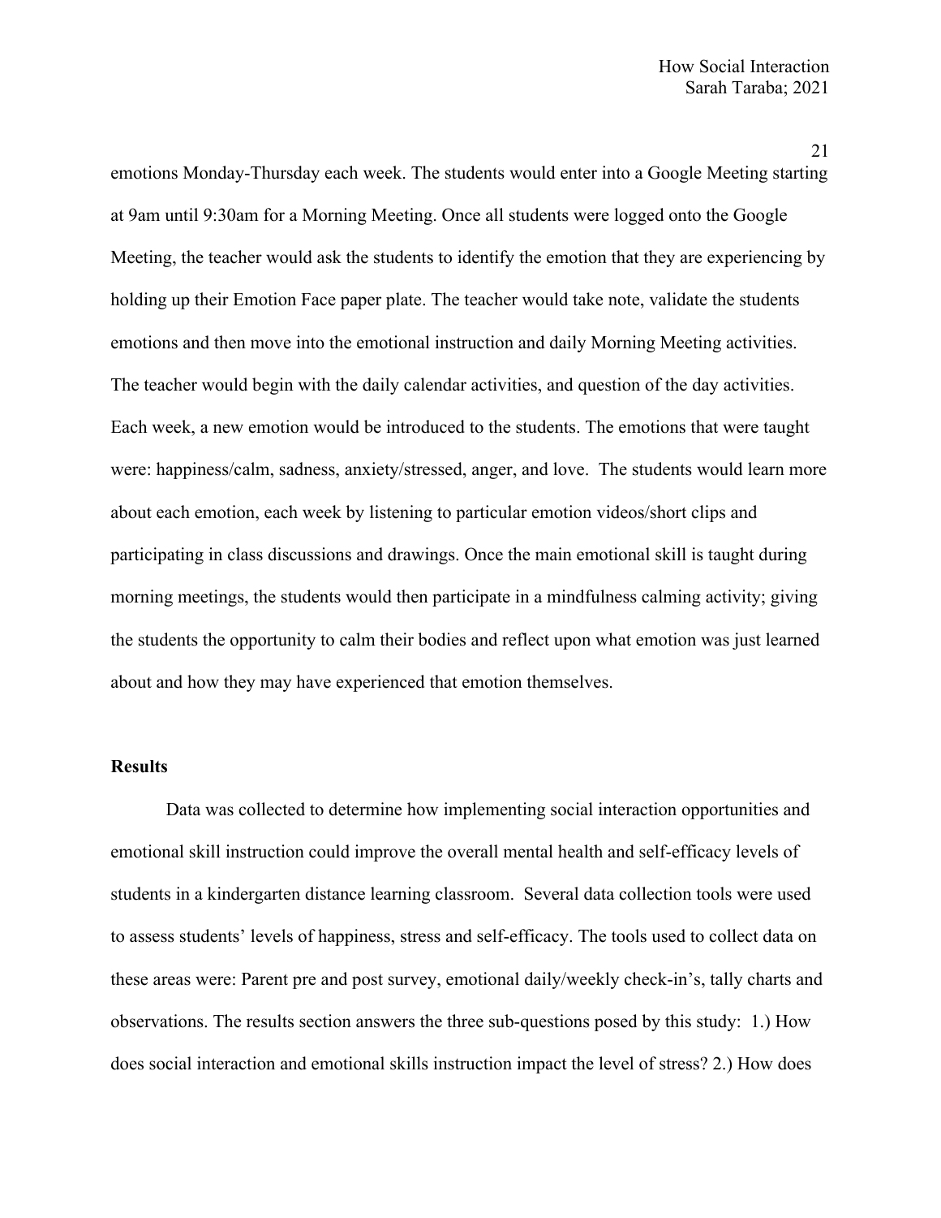emotions Monday-Thursday each week. The students would enter into a Google Meeting starting at 9am until 9:30am for a Morning Meeting. Once all students were logged onto the Google Meeting, the teacher would ask the students to identify the emotion that they are experiencing by holding up their Emotion Face paper plate. The teacher would take note, validate the students emotions and then move into the emotional instruction and daily Morning Meeting activities. The teacher would begin with the daily calendar activities, and question of the day activities. Each week, a new emotion would be introduced to the students. The emotions that were taught were: happiness/calm, sadness, anxiety/stressed, anger, and love. The students would learn more about each emotion, each week by listening to particular emotion videos/short clips and participating in class discussions and drawings. Once the main emotional skill is taught during morning meetings, the students would then participate in a mindfulness calming activity; giving the students the opportunity to calm their bodies and reflect upon what emotion was just learned about and how they may have experienced that emotion themselves.

## Results

Data was collected to determine how implementing social interaction opportunities and emotional skill instruction could improve the overall mental health and self-efficacy levels of students in a kindergarten distance learning classroom. Several data collection tools were used to assess students' levels of happiness, stress and self-efficacy. The tools used to collect data on these areas were: Parent pre and post survey, emotional daily/weekly check-in's, tally charts and observations. The results section answers the three sub-questions posed by this study: 1.) How does social interaction and emotional skills instruction impact the level of stress? 2.) How does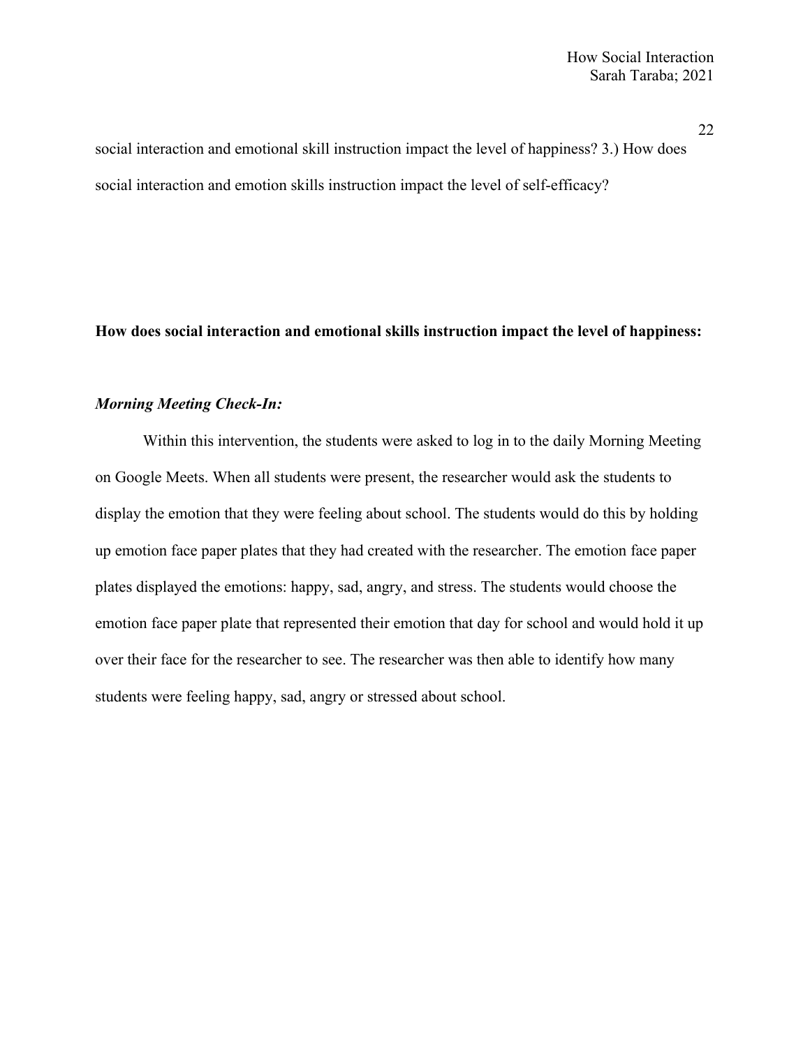social interaction and emotional skill instruction impact the level of happiness? 3.) How does social interaction and emotion skills instruction impact the level of self-efficacy?

**How does social interaction and emotional skills instruction impact the level of happiness:**

***Morning Meeting Check-In:***

Within this intervention, the students were asked to log in to the daily Morning Meeting on Google Meets. When all students were present, the researcher would ask the students to display the emotion that they were feeling about school. The students would do this by holding up emotion face paper plates that they had created with the researcher. The emotion face paper plates displayed the emotions: happy, sad, angry, and stress. The students would choose the emotion face paper plate that represented their emotion that day for school and would hold it up over their face for the researcher to see. The researcher was then able to identify how many students were feeling happy, sad, angry or stressed about school.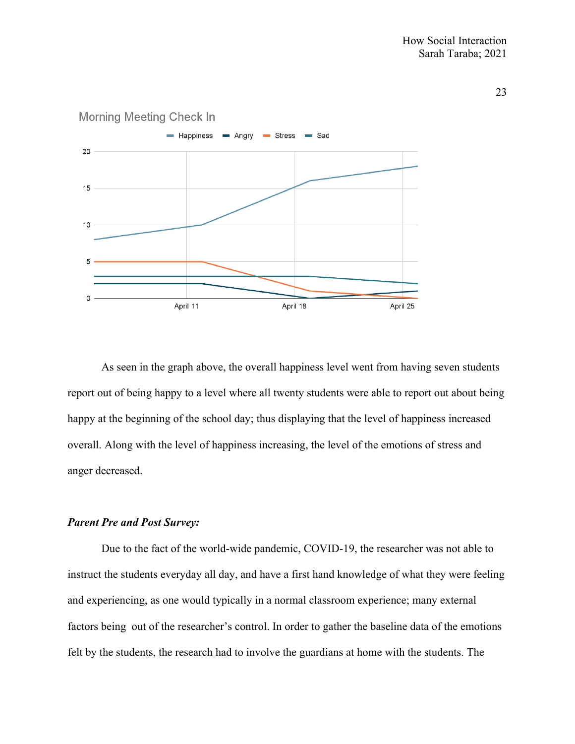Morning Meeting Check In

As seen in the graph above, the overall happiness level went from having seven students report out of being happy to a level where all twenty students were able to report out about being happy at the beginning of the school day; thus displaying that the level of happiness increased overall. Along with the level of happiness increasing, the level of the emotions of stress and anger decreased.

***Parent Pre and Post Survey:***

Due to the fact of the world-wide pandemic, COVID-19, the researcher was not able to instruct the students everyday all day, and have a first hand knowledge of what they were feeling and experiencing, as one would typically in a normal classroom experience; many external factors being out of the researcher's control. In order to gather the baseline data of the emotions felt by the students, the research had to involve the guardians at home with the students. The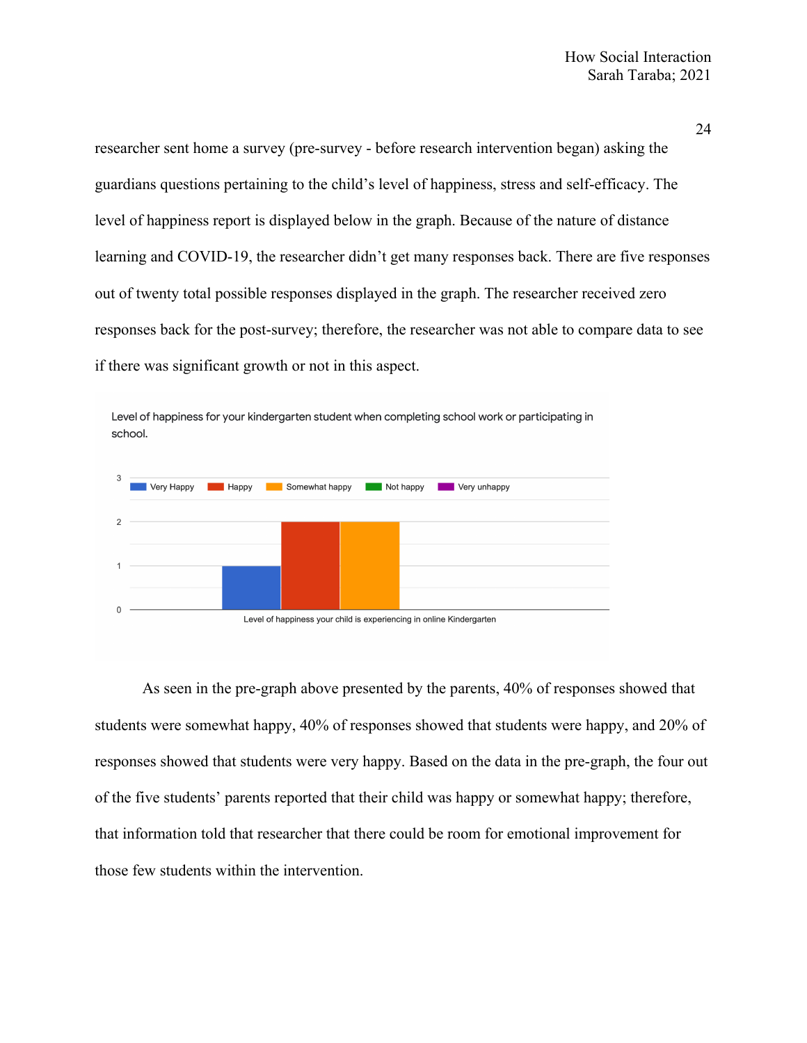researcher sent home a survey (pre-survey - before research intervention began) asking the guardians questions pertaining to the child's level of happiness, stress and self-efficacy. The level of happiness report is displayed below in the graph. Because of the nature of distance learning and COVID-19, the researcher didn't get many responses back. There are five responses out of twenty total possible responses displayed in the graph. The researcher received zero responses back for the post-survey; therefore, the researcher was not able to compare data to see if there was significant growth or not in this aspect.

Level of happiness for your kindergarten student when completing school work or participating in school.

| Level of happiness your child is experiencing in online Kindergarten | Count |
|---|---|
| Very Happy | 1 |
| Happy | 2 |
| Somewhat happy | 2 |
| Not happy | 0 |
| Very unhappy | 0 |

As seen in the pre-graph above presented by the parents, 40% of responses showed that students were somewhat happy, 40% of responses showed that students were happy, and 20% of responses showed that students were very happy. Based on the data in the pre-graph, the four out of the five students' parents reported that their child was happy or somewhat happy; therefore, that information told that researcher that there could be room for emotional improvement for those few students within the intervention.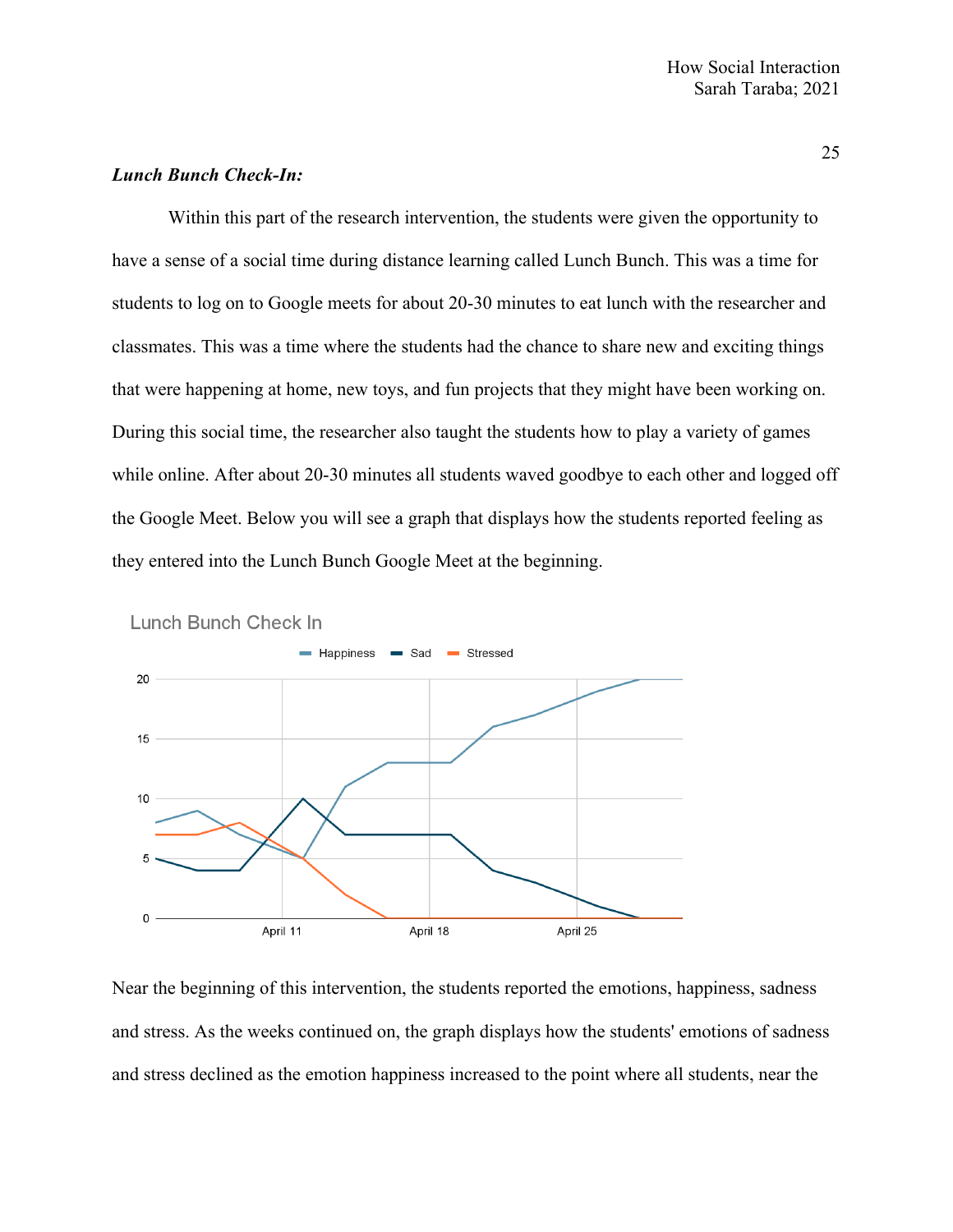***Lunch Bunch Check-In:***

Within this part of the research intervention, the students were given the opportunity to have a sense of a social time during distance learning called Lunch Bunch. This was a time for students to log on to Google meets for about 20-30 minutes to eat lunch with the researcher and classmates. This was a time where the students had the chance to share new and exciting things that were happening at home, new toys, and fun projects that they might have been working on. During this social time, the researcher also taught the students how to play a variety of games while online. After about 20-30 minutes all students waved goodbye to each other and logged off the Google Meet. Below you will see a graph that displays how the students reported feeling as they entered into the Lunch Bunch Google Meet at the beginning.

Near the beginning of this intervention, the students reported the emotions, happiness, sadness and stress. As the weeks continued on, the graph displays how the students' emotions of sadness and stress declined as the emotion happiness increased to the point where all students, near the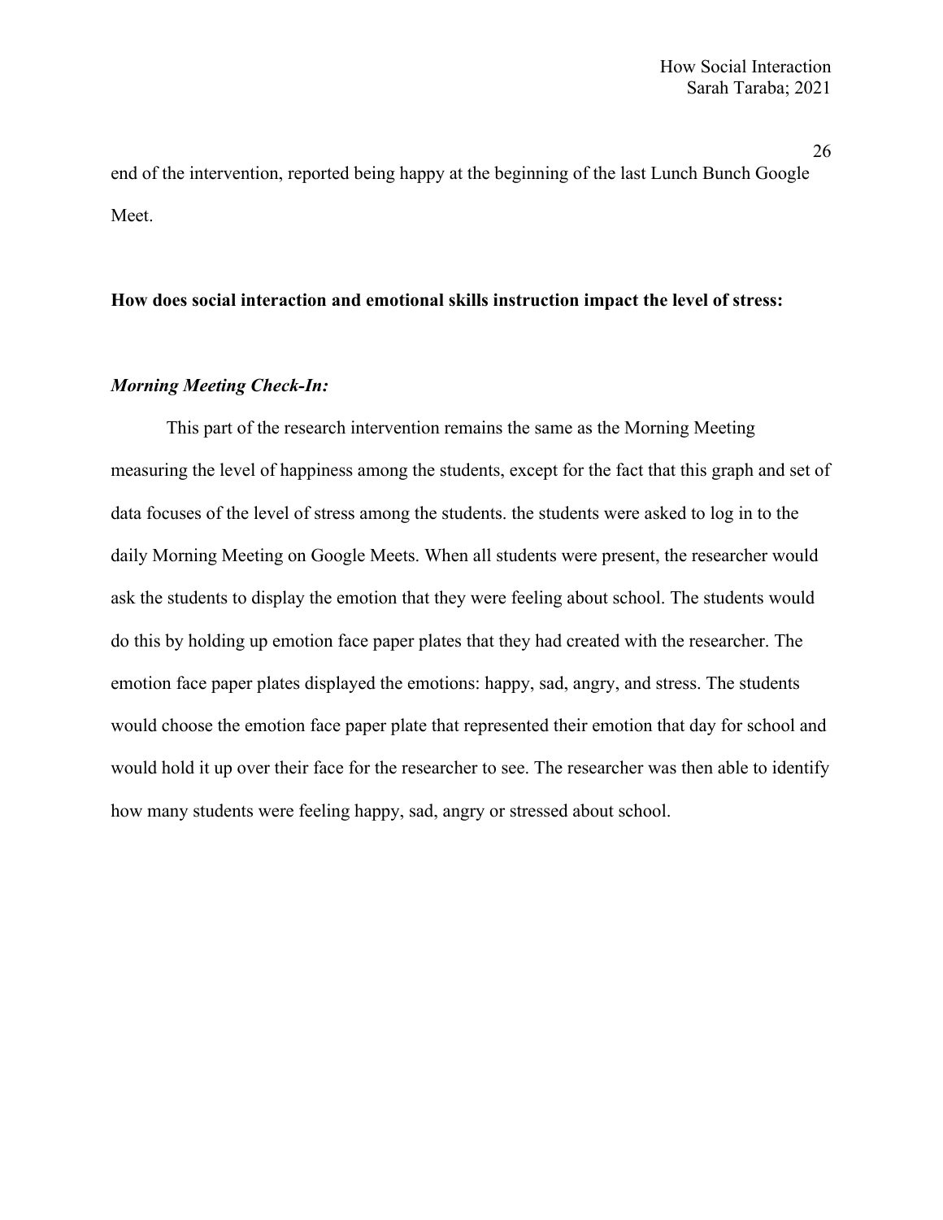end of the intervention, reported being happy at the beginning of the last Lunch Bunch Google Meet.

**How does social interaction and emotional skills instruction impact the level of stress:**

***Morning Meeting Check-In:***

This part of the research intervention remains the same as the Morning Meeting measuring the level of happiness among the students, except for the fact that this graph and set of data focuses of the level of stress among the students. the students were asked to log in to the daily Morning Meeting on Google Meets. When all students were present, the researcher would ask the students to display the emotion that they were feeling about school. The students would do this by holding up emotion face paper plates that they had created with the researcher. The emotion face paper plates displayed the emotions: happy, sad, angry, and stress. The students would choose the emotion face paper plate that represented their emotion that day for school and would hold it up over their face for the researcher to see. The researcher was then able to identify how many students were feeling happy, sad, angry or stressed about school.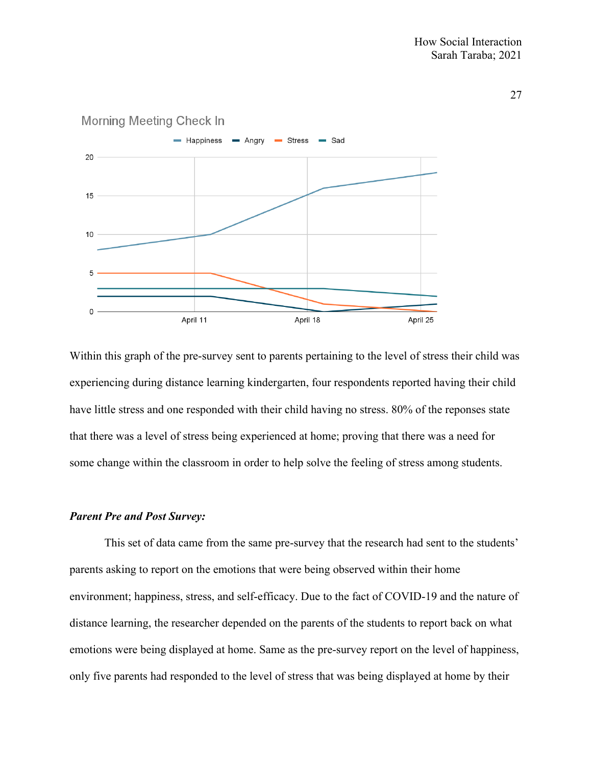Within this graph of the pre-survey sent to parents pertaining to the level of stress their child was experiencing during distance learning kindergarten, four respondents reported having their child have little stress and one responded with their child having no stress. 80% of the reponses state that there was a level of stress being experienced at home; proving that there was a need for some change within the classroom in order to help solve the feeling of stress among students.

***Parent Pre and Post Survey:***

This set of data came from the same pre-survey that the research had sent to the students' parents asking to report on the emotions that were being observed within their home environment; happiness, stress, and self-efficacy. Due to the fact of COVID-19 and the nature of distance learning, the researcher depended on the parents of the students to report back on what emotions were being displayed at home. Same as the pre-survey report on the level of happiness, only five parents had responded to the level of stress that was being displayed at home by their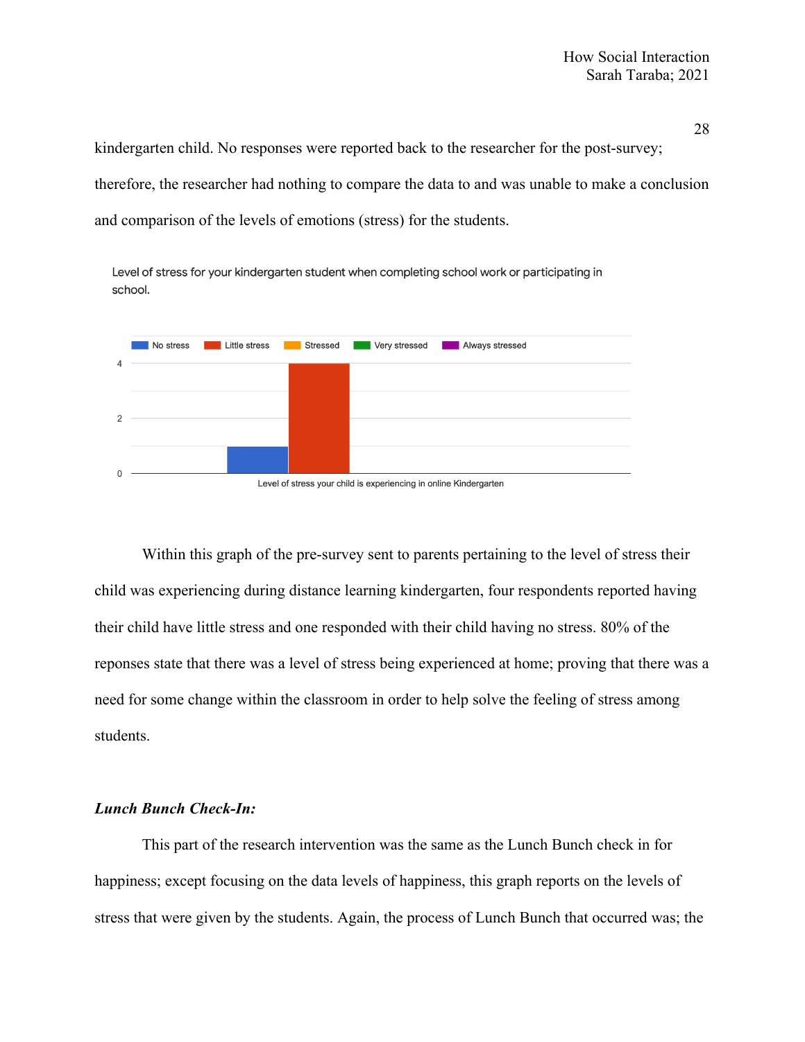kindergarten child. No responses were reported back to the researcher for the post-survey; therefore, the researcher had nothing to compare the data to and was unable to make a conclusion and comparison of the levels of emotions (stress) for the students.

Level of stress for your kindergarten student when completing school work or participating in school.

No stress | Little stress | Stressed | Very stressed | Always stressed

Level of stress your child is experiencing in online Kindergarten

Within this graph of the pre-survey sent to parents pertaining to the level of stress their child was experiencing during distance learning kindergarten, four respondents reported having their child have little stress and one responded with their child having no stress. 80% of the reponses state that there was a level of stress being experienced at home; proving that there was a need for some change within the classroom in order to help solve the feeling of stress among students.

***Lunch Bunch Check-In:***

This part of the research intervention was the same as the Lunch Bunch check in for happiness; except focusing on the data levels of happiness, this graph reports on the levels of stress that were given by the students. Again, the process of Lunch Bunch that occurred was; the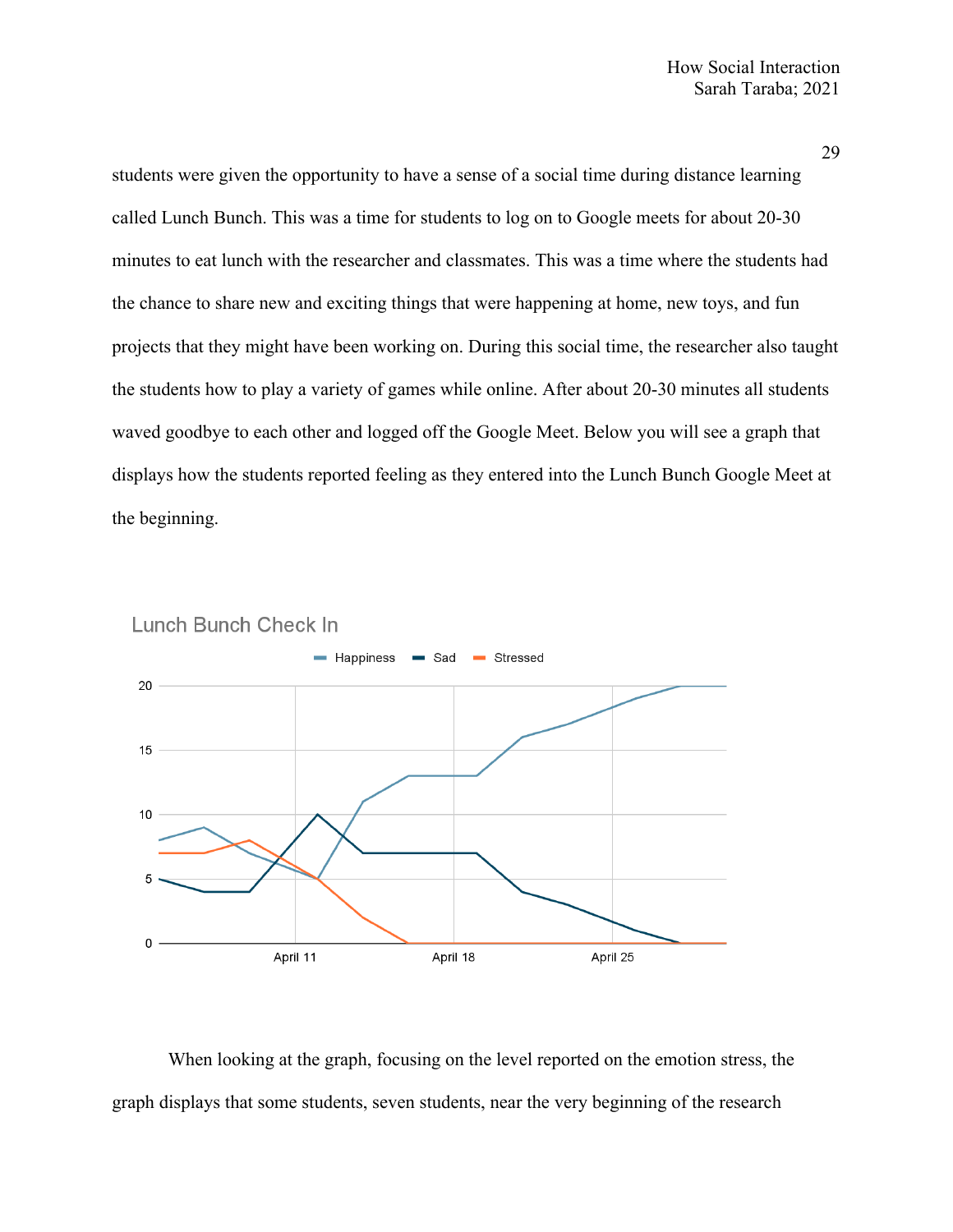students were given the opportunity to have a sense of a social time during distance learning called Lunch Bunch. This was a time for students to log on to Google meets for about 20-30 minutes to eat lunch with the researcher and classmates. This was a time where the students had the chance to share new and exciting things that were happening at home, new toys, and fun projects that they might have been working on. During this social time, the researcher also taught the students how to play a variety of games while online. After about 20-30 minutes all students waved goodbye to each other and logged off the Google Meet. Below you will see a graph that displays how the students reported feeling as they entered into the Lunch Bunch Google Meet at the beginning.

Lunch Bunch Check In

When looking at the graph, focusing on the level reported on the emotion stress, the graph displays that some students, seven students, near the very beginning of the research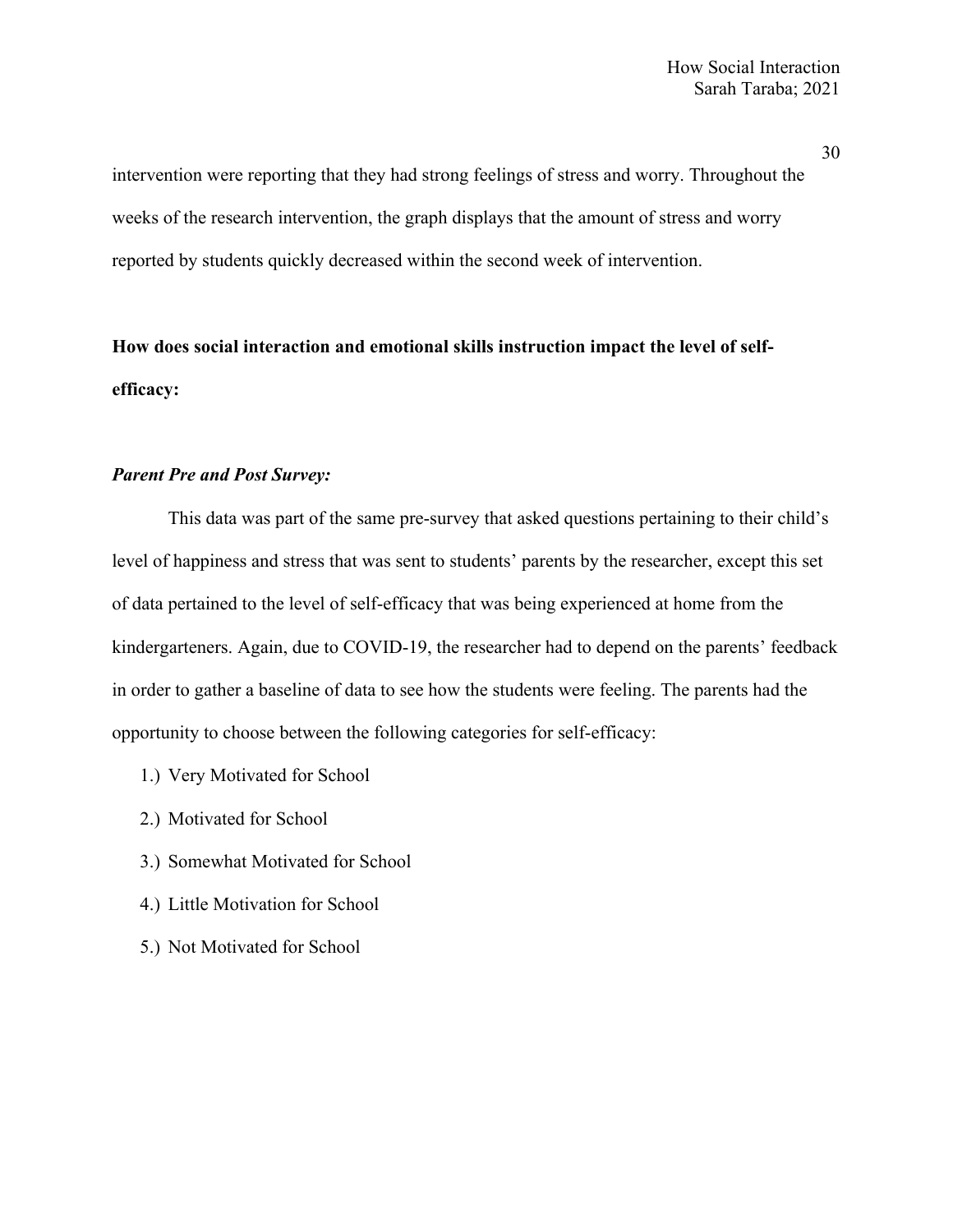intervention were reporting that they had strong feelings of stress and worry. Throughout the weeks of the research intervention, the graph displays that the amount of stress and worry reported by students quickly decreased within the second week of intervention.

**How does social interaction and emotional skills instruction impact the level of self-efficacy:**

***Parent Pre and Post Survey:***

This data was part of the same pre-survey that asked questions pertaining to their child's level of happiness and stress that was sent to students' parents by the researcher, except this set of data pertained to the level of self-efficacy that was being experienced at home from the kindergarteners. Again, due to COVID-19, the researcher had to depend on the parents' feedback in order to gather a baseline of data to see how the students were feeling. The parents had the opportunity to choose between the following categories for self-efficacy:

1.) Very Motivated for School

2.) Motivated for School

3.) Somewhat Motivated for School

4.) Little Motivation for School

5.) Not Motivated for School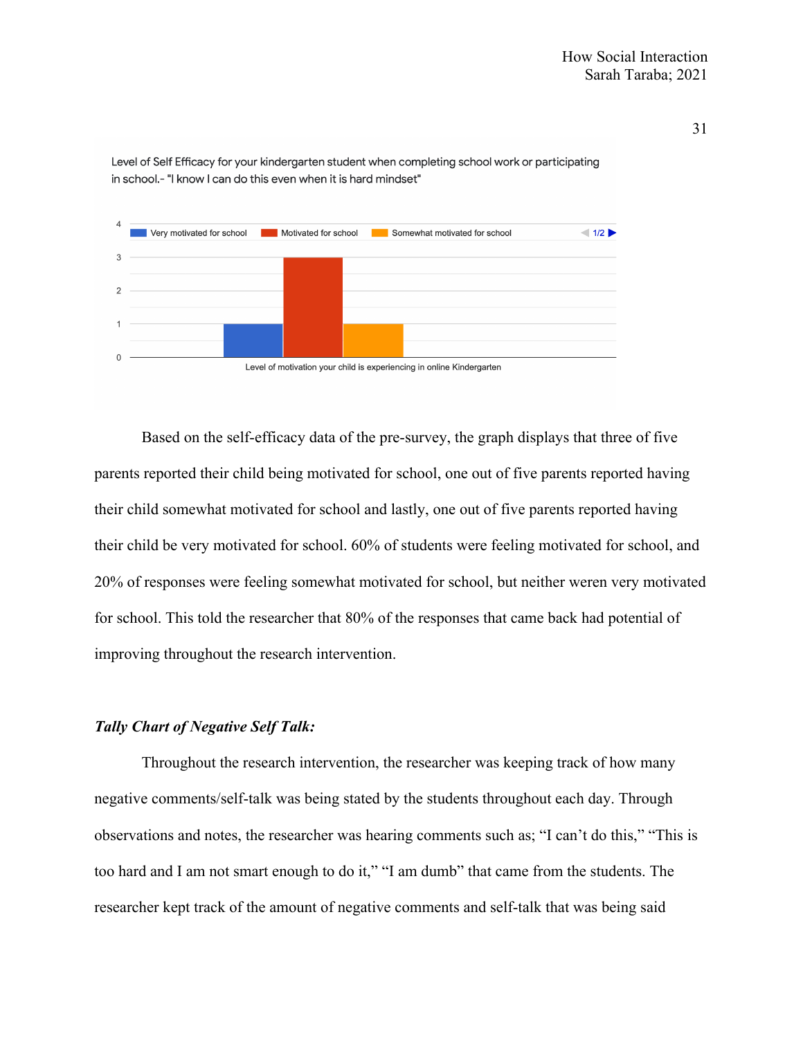Level of Self Efficacy for your kindergarten student when completing school work or participating in school.- "I know I can do this even when it is hard mindset"

Very motivated for school | Motivated for school | Somewhat motivated for school

Level of motivation your child is experiencing in online Kindergarten

Based on the self-efficacy data of the pre-survey, the graph displays that three of five parents reported their child being motivated for school, one out of five parents reported having their child somewhat motivated for school and lastly, one out of five parents reported having their child be very motivated for school. 60% of students were feeling motivated for school, and 20% of responses were feeling somewhat motivated for school, but neither weren very motivated for school. This told the researcher that 80% of the responses that came back had potential of improving throughout the research intervention.

***Tally Chart of Negative Self Talk:***

Throughout the research intervention, the researcher was keeping track of how many negative comments/self-talk was being stated by the students throughout each day. Through observations and notes, the researcher was hearing comments such as; "I can't do this," "This is too hard and I am not smart enough to do it," "I am dumb" that came from the students. The researcher kept track of the amount of negative comments and self-talk that was being said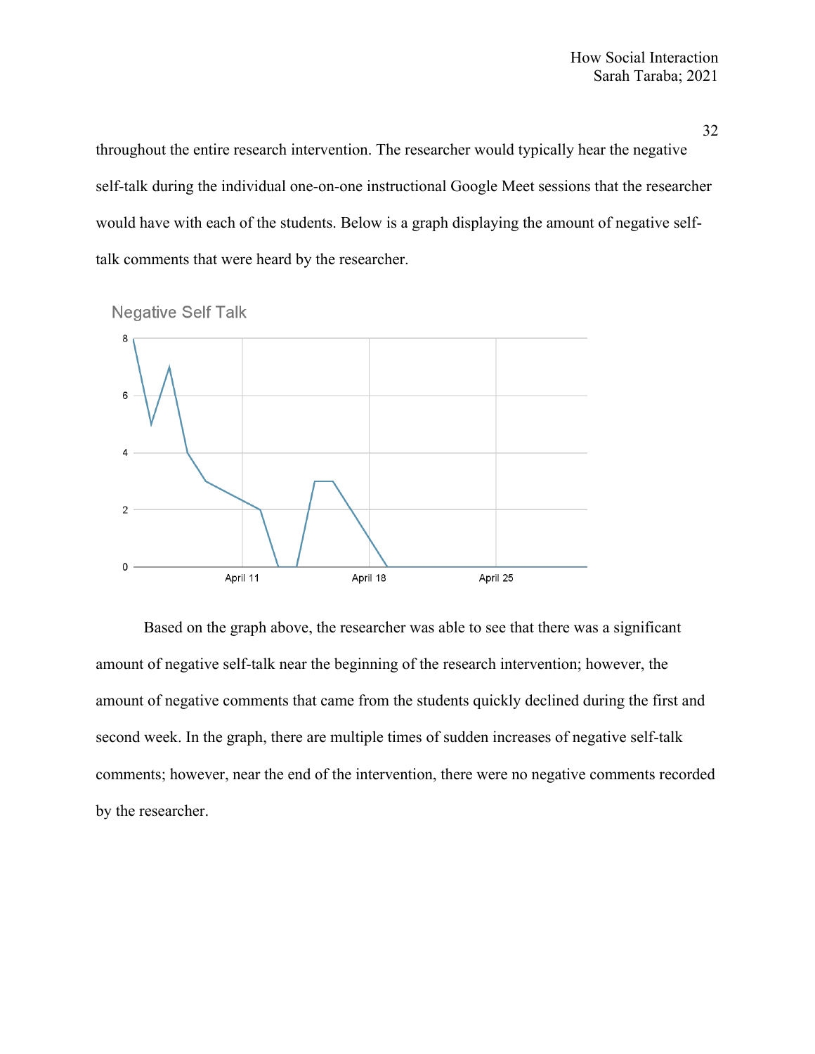throughout the entire research intervention. The researcher would typically hear the negative self-talk during the individual one-on-one instructional Google Meet sessions that the researcher would have with each of the students. Below is a graph displaying the amount of negative self-talk comments that were heard by the researcher.

Based on the graph above, the researcher was able to see that there was a significant amount of negative self-talk near the beginning of the research intervention; however, the amount of negative comments that came from the students quickly declined during the first and second week. In the graph, there are multiple times of sudden increases of negative self-talk comments; however, near the end of the intervention, there were no negative comments recorded by the researcher.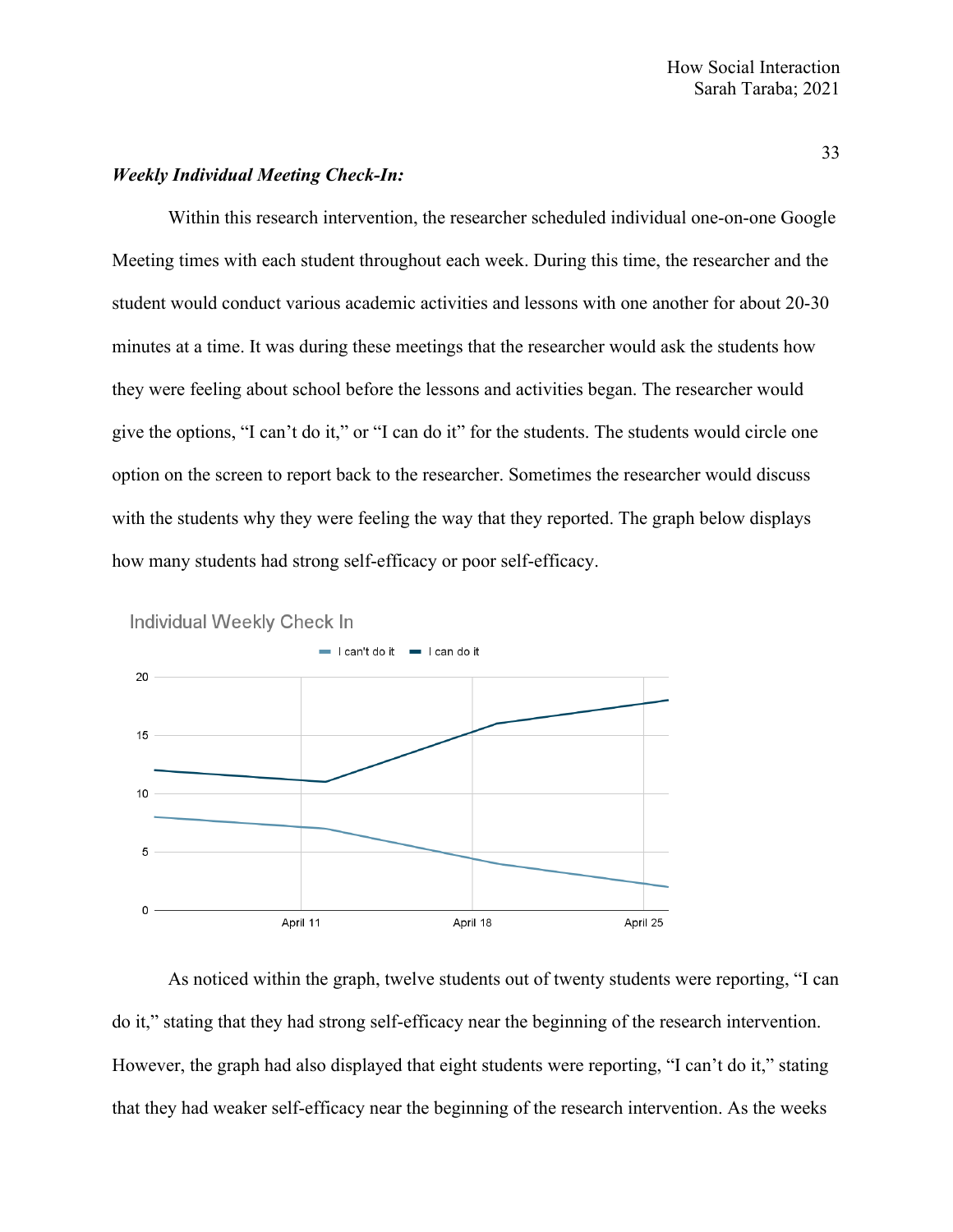***Weekly Individual Meeting Check-In:***

Within this research intervention, the researcher scheduled individual one-on-one Google Meeting times with each student throughout each week. During this time, the researcher and the student would conduct various academic activities and lessons with one another for about 20-30 minutes at a time. It was during these meetings that the researcher would ask the students how they were feeling about school before the lessons and activities began. The researcher would give the options, "I can't do it," or "I can do it" for the students. The students would circle one option on the screen to report back to the researcher. Sometimes the researcher would discuss with the students why they were feeling the way that they reported. The graph below displays how many students had strong self-efficacy or poor self-efficacy.

Individual Weekly Check In

As noticed within the graph, twelve students out of twenty students were reporting, "I can do it," stating that they had strong self-efficacy near the beginning of the research intervention. However, the graph had also displayed that eight students were reporting, "I can't do it," stating that they had weaker self-efficacy near the beginning of the research intervention. As the weeks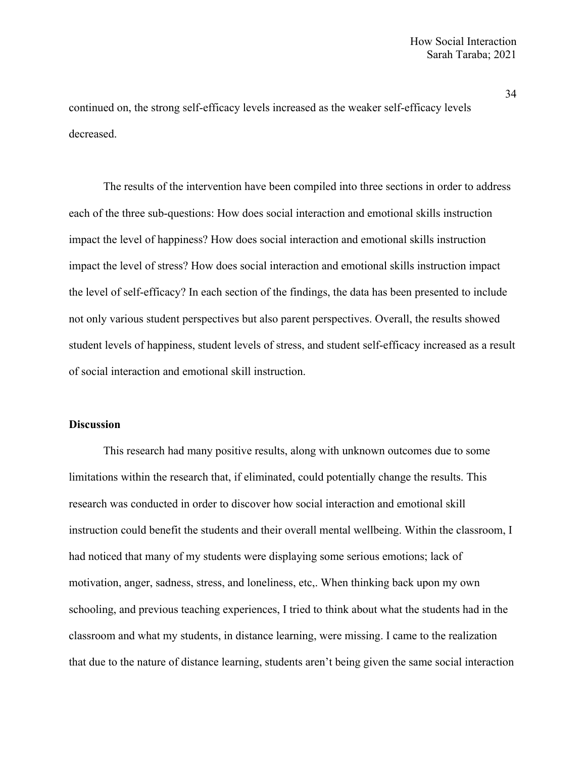continued on, the strong self-efficacy levels increased as the weaker self-efficacy levels decreased.

The results of the intervention have been compiled into three sections in order to address each of the three sub-questions: How does social interaction and emotional skills instruction impact the level of happiness? How does social interaction and emotional skills instruction impact the level of stress? How does social interaction and emotional skills instruction impact the level of self-efficacy? In each section of the findings, the data has been presented to include not only various student perspectives but also parent perspectives. Overall, the results showed student levels of happiness, student levels of stress, and student self-efficacy increased as a result of social interaction and emotional skill instruction.

**Discussion**

This research had many positive results, along with unknown outcomes due to some limitations within the research that, if eliminated, could potentially change the results. This research was conducted in order to discover how social interaction and emotional skill instruction could benefit the students and their overall mental wellbeing. Within the classroom, I had noticed that many of my students were displaying some serious emotions; lack of motivation, anger, sadness, stress, and loneliness, etc,. When thinking back upon my own schooling, and previous teaching experiences, I tried to think about what the students had in the classroom and what my students, in distance learning, were missing. I came to the realization that due to the nature of distance learning, students aren't being given the same social interaction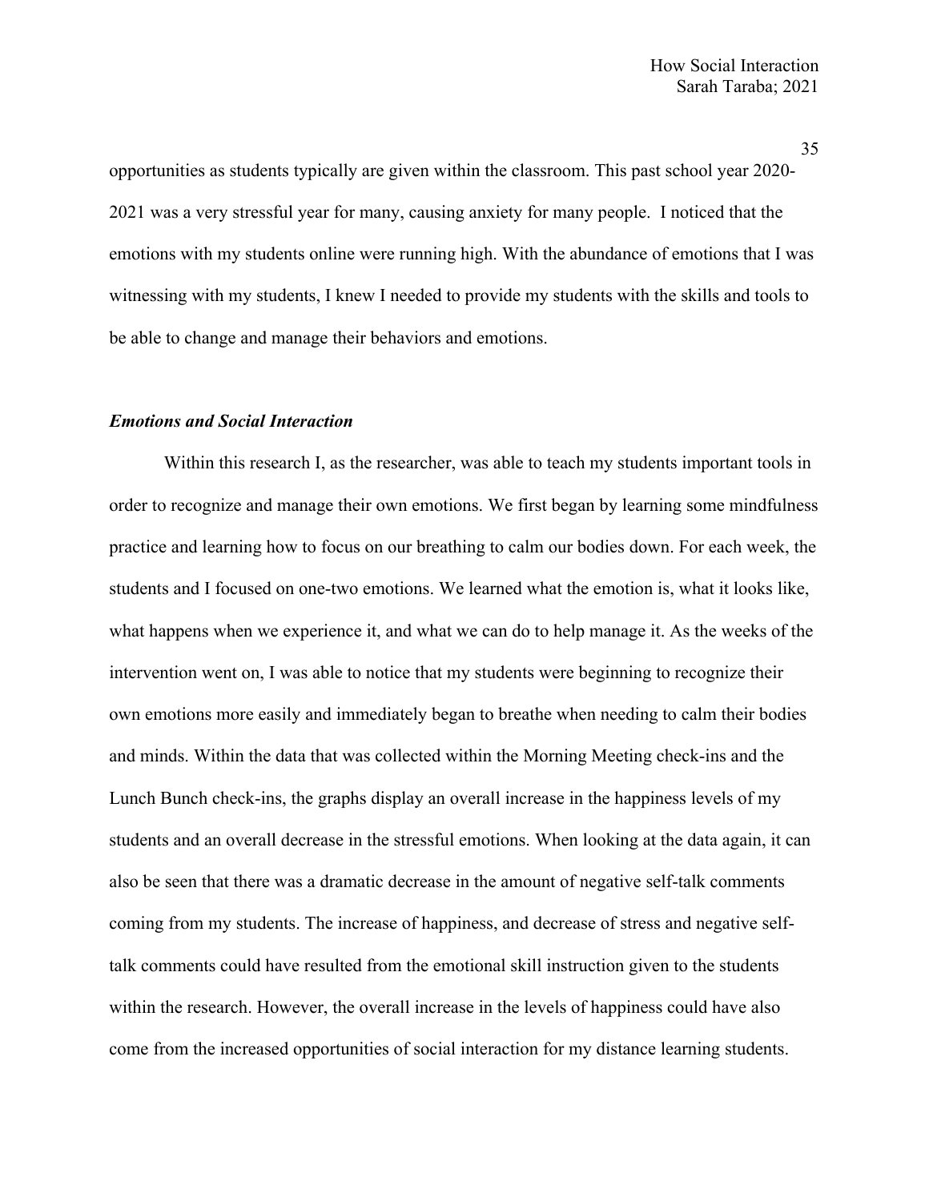opportunities as students typically are given within the classroom. This past school year 2020-2021 was a very stressful year for many, causing anxiety for many people. I noticed that the emotions with my students online were running high. With the abundance of emotions that I was witnessing with my students, I knew I needed to provide my students with the skills and tools to be able to change and manage their behaviors and emotions.

### ***Emotions and Social Interaction***

Within this research I, as the researcher, was able to teach my students important tools in order to recognize and manage their own emotions. We first began by learning some mindfulness practice and learning how to focus on our breathing to calm our bodies down. For each week, the students and I focused on one-two emotions. We learned what the emotion is, what it looks like, what happens when we experience it, and what we can do to help manage it. As the weeks of the intervention went on, I was able to notice that my students were beginning to recognize their own emotions more easily and immediately began to breathe when needing to calm their bodies and minds. Within the data that was collected within the Morning Meeting check-ins and the Lunch Bunch check-ins, the graphs display an overall increase in the happiness levels of my students and an overall decrease in the stressful emotions. When looking at the data again, it can also be seen that there was a dramatic decrease in the amount of negative self-talk comments coming from my students. The increase of happiness, and decrease of stress and negative self-talk comments could have resulted from the emotional skill instruction given to the students within the research. However, the overall increase in the levels of happiness could have also come from the increased opportunities of social interaction for my distance learning students.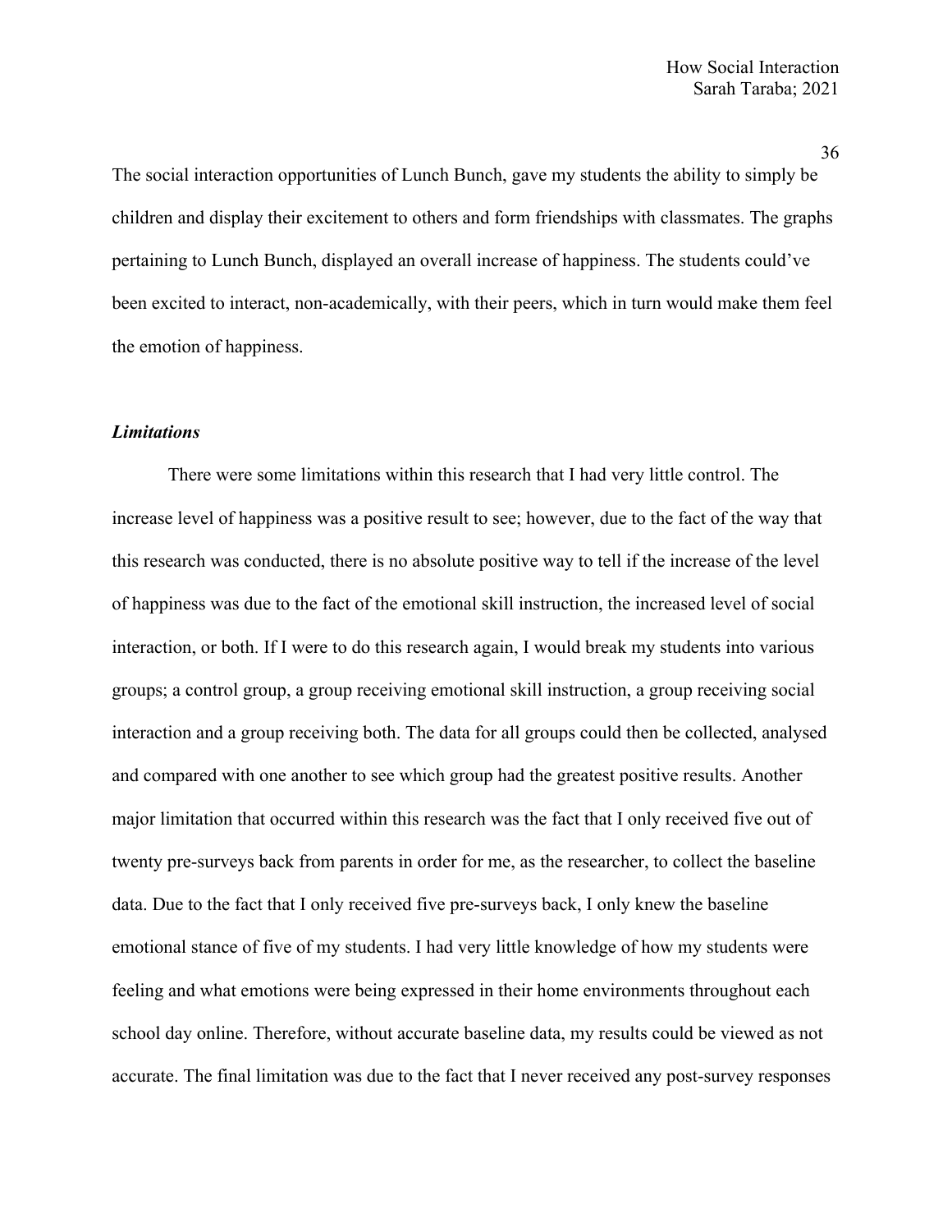The social interaction opportunities of Lunch Bunch, gave my students the ability to simply be children and display their excitement to others and form friendships with classmates. The graphs pertaining to Lunch Bunch, displayed an overall increase of happiness. The students could've been excited to interact, non-academically, with their peers, which in turn would make them feel the emotion of happiness.

### ***Limitations***

There were some limitations within this research that I had very little control. The increase level of happiness was a positive result to see; however, due to the fact of the way that this research was conducted, there is no absolute positive way to tell if the increase of the level of happiness was due to the fact of the emotional skill instruction, the increased level of social interaction, or both. If I were to do this research again, I would break my students into various groups; a control group, a group receiving emotional skill instruction, a group receiving social interaction and a group receiving both. The data for all groups could then be collected, analysed and compared with one another to see which group had the greatest positive results. Another major limitation that occurred within this research was the fact that I only received five out of twenty pre-surveys back from parents in order for me, as the researcher, to collect the baseline data. Due to the fact that I only received five pre-surveys back, I only knew the baseline emotional stance of five of my students. I had very little knowledge of how my students were feeling and what emotions were being expressed in their home environments throughout each school day online. Therefore, without accurate baseline data, my results could be viewed as not accurate. The final limitation was due to the fact that I never received any post-survey responses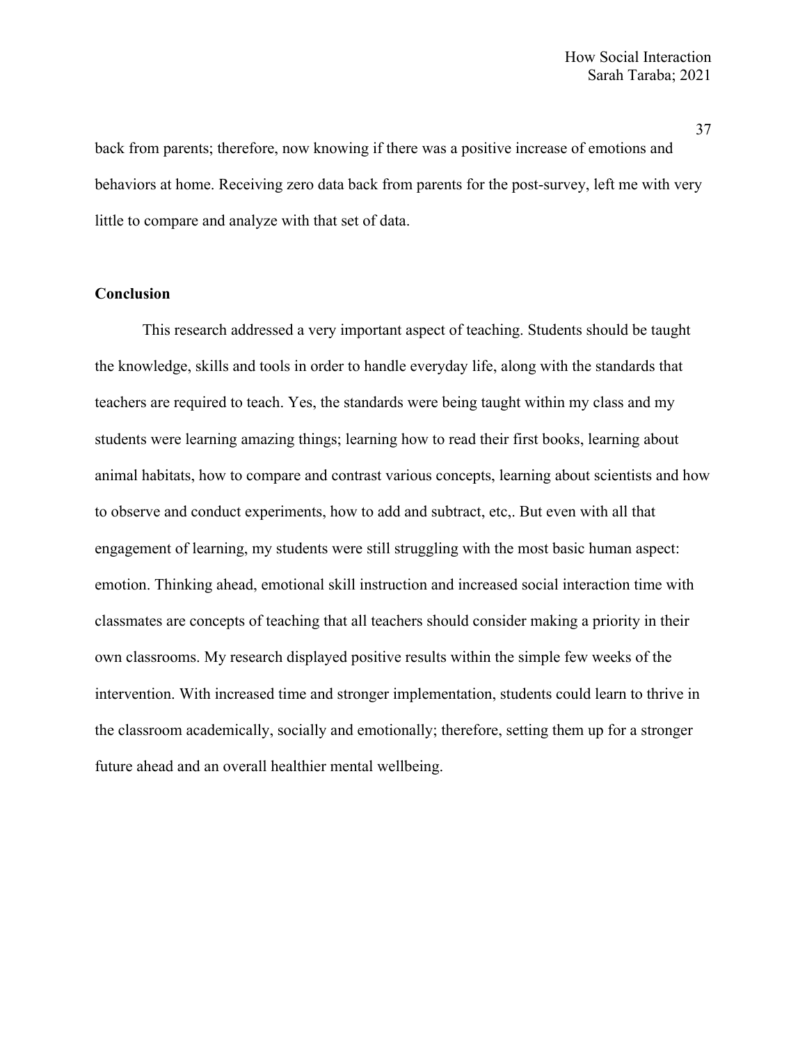back from parents; therefore, now knowing if there was a positive increase of emotions and behaviors at home. Receiving zero data back from parents for the post-survey, left me with very little to compare and analyze with that set of data.

**Conclusion**

This research addressed a very important aspect of teaching. Students should be taught the knowledge, skills and tools in order to handle everyday life, along with the standards that teachers are required to teach. Yes, the standards were being taught within my class and my students were learning amazing things; learning how to read their first books, learning about animal habitats, how to compare and contrast various concepts, learning about scientists and how to observe and conduct experiments, how to add and subtract, etc,. But even with all that engagement of learning, my students were still struggling with the most basic human aspect: emotion. Thinking ahead, emotional skill instruction and increased social interaction time with classmates are concepts of teaching that all teachers should consider making a priority in their own classrooms. My research displayed positive results within the simple few weeks of the intervention. With increased time and stronger implementation, students could learn to thrive in the classroom academically, socially and emotionally; therefore, setting them up for a stronger future ahead and an overall healthier mental wellbeing.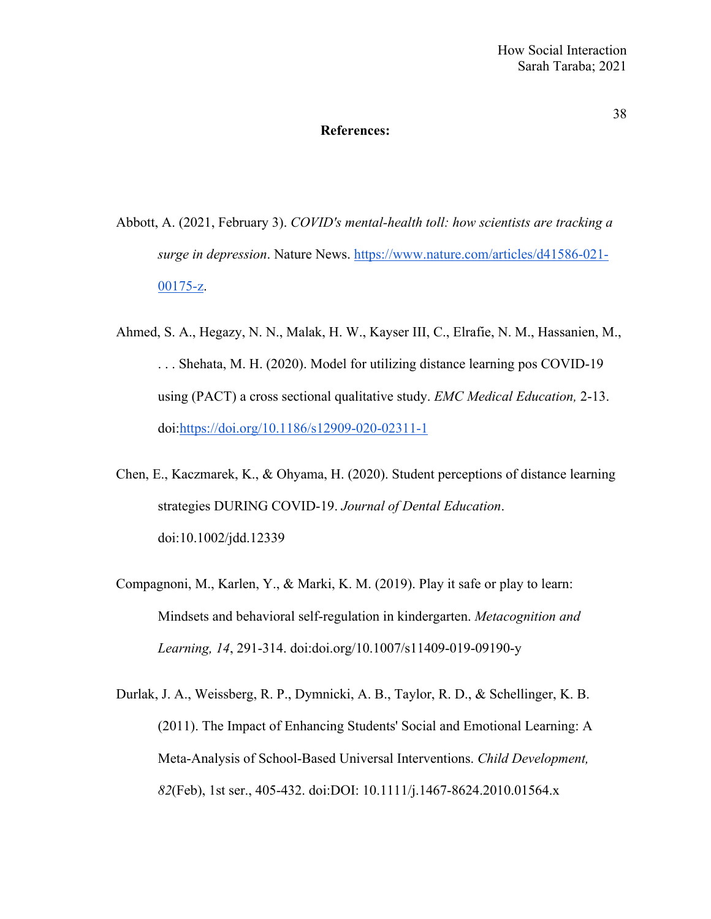**References:**

Abbott, A. (2021, February 3). *COVID's mental-health toll: how scientists are tracking a surge in depression*. Nature News. https://www.nature.com/articles/d41586-021-00175-z.

Ahmed, S. A., Hegazy, N. N., Malak, H. W., Kayser III, C., Elrafie, N. M., Hassanien, M., . . . Shehata, M. H. (2020). Model for utilizing distance learning pos COVID-19 using (PACT) a cross sectional qualitative study. *EMC Medical Education,* 2-13. doi:https://doi.org/10.1186/s12909-020-02311-1

Chen, E., Kaczmarek, K., & Ohyama, H. (2020). Student perceptions of distance learning strategies DURING COVID-19. *Journal of Dental Education*. doi:10.1002/jdd.12339

Compagnoni, M., Karlen, Y., & Marki, K. M. (2019). Play it safe or play to learn: Mindsets and behavioral self-regulation in kindergarten. *Metacognition and Learning, 14*, 291-314. doi:doi.org/10.1007/s11409-019-09190-y

Durlak, J. A., Weissberg, R. P., Dymnicki, A. B., Taylor, R. D., & Schellinger, K. B. (2011). The Impact of Enhancing Students' Social and Emotional Learning: A Meta-Analysis of School-Based Universal Interventions. *Child Development, 82*(Feb), 1st ser., 405-432. doi:DOI: 10.1111/j.1467-8624.2010.01564.x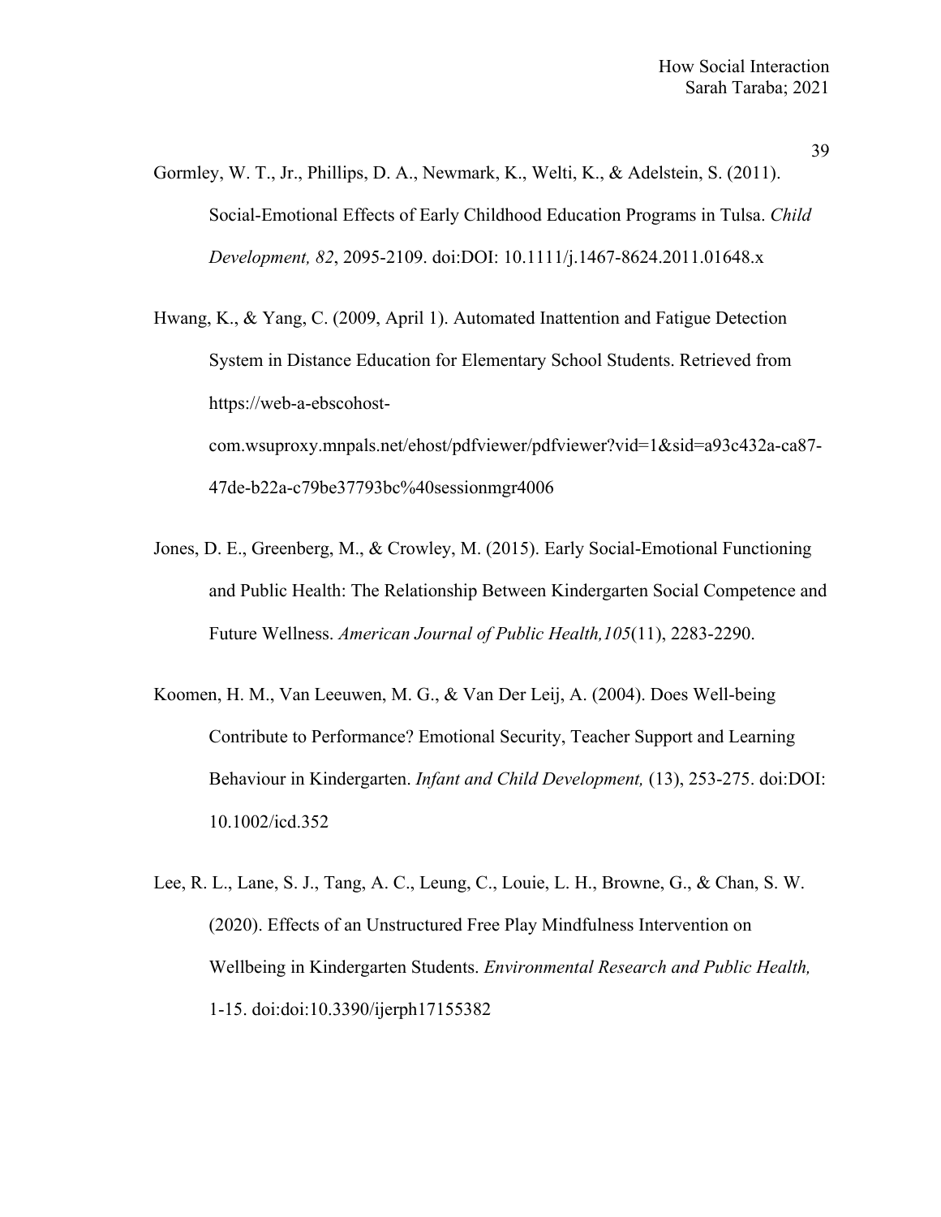Gormley, W. T., Jr., Phillips, D. A., Newmark, K., Welti, K., & Adelstein, S. (2011). Social-Emotional Effects of Early Childhood Education Programs in Tulsa. *Child Development, 82*, 2095-2109. doi:DOI: 10.1111/j.1467-8624.2011.01648.x

Hwang, K., & Yang, C. (2009, April 1). Automated Inattention and Fatigue Detection System in Distance Education for Elementary School Students. Retrieved from https://web-a-ebscohost-com.wsuproxy.mnpals.net/ehost/pdfviewer/pdfviewer?vid=1&sid=a93c432a-ca87-47de-b22a-c79be37793bc%40sessionmgr4006

Jones, D. E., Greenberg, M., & Crowley, M. (2015). Early Social-Emotional Functioning and Public Health: The Relationship Between Kindergarten Social Competence and Future Wellness. *American Journal of Public Health,105*(11), 2283-2290.

Koomen, H. M., Van Leeuwen, M. G., & Van Der Leij, A. (2004). Does Well-being Contribute to Performance? Emotional Security, Teacher Support and Learning Behaviour in Kindergarten. *Infant and Child Development,* (13), 253-275. doi:DOI: 10.1002/icd.352

Lee, R. L., Lane, S. J., Tang, A. C., Leung, C., Louie, L. H., Browne, G., & Chan, S. W. (2020). Effects of an Unstructured Free Play Mindfulness Intervention on Wellbeing in Kindergarten Students. *Environmental Research and Public Health,* 1-15. doi:doi:10.3390/ijerph17155382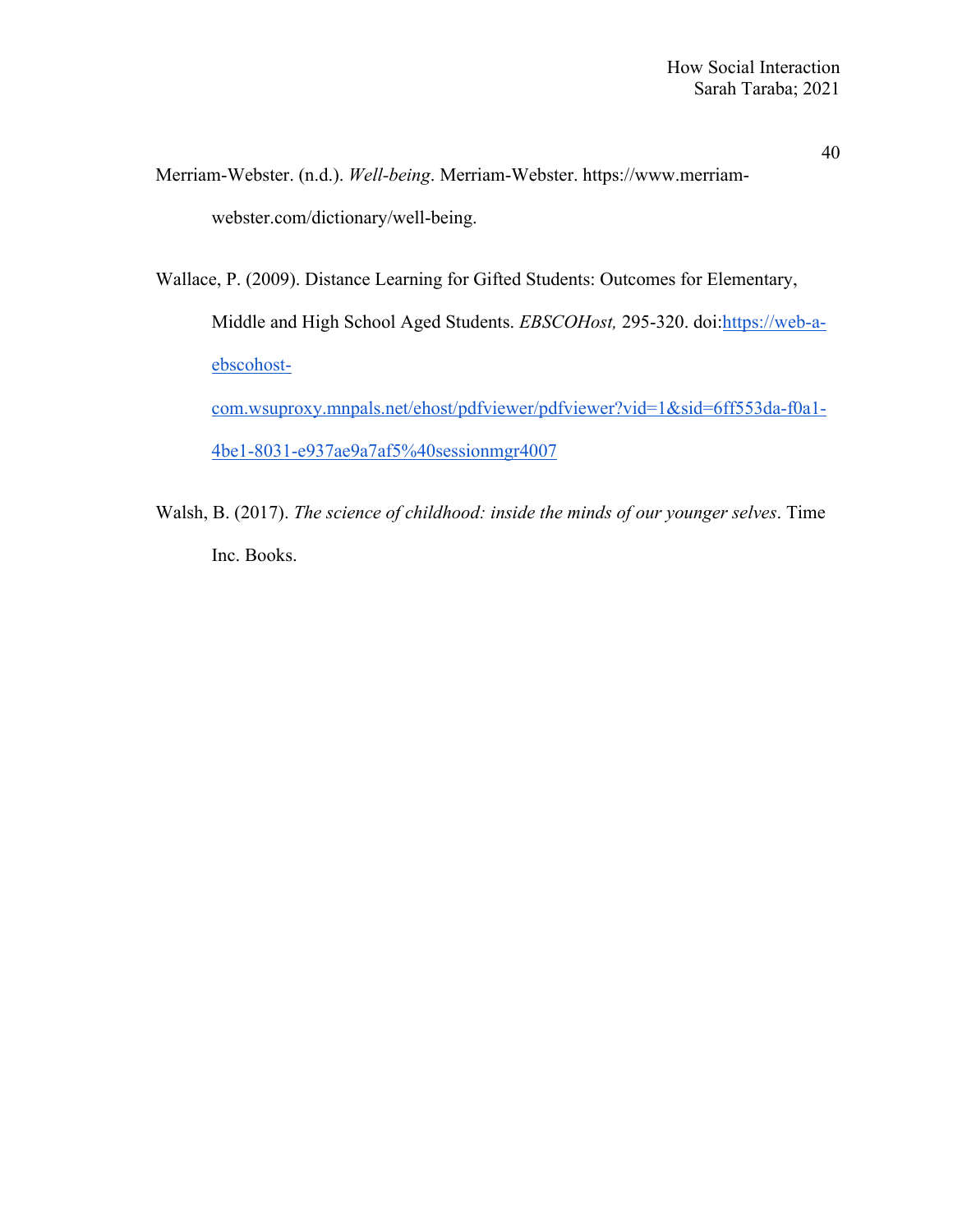Merriam-Webster. (n.d.). *Well-being*. Merriam-Webster. https://www.merriam-webster.com/dictionary/well-being.

Wallace, P. (2009). Distance Learning for Gifted Students: Outcomes for Elementary, Middle and High School Aged Students. *EBSCOHost,* 295-320. doi:https://web-a-ebscohost-com.wsuproxy.mnpals.net/ehost/pdfviewer/pdfviewer?vid=1&sid=6ff553da-f0a1-4be1-8031-e937ae9a7af5%40sessionmgr4007

Walsh, B. (2017). *The science of childhood: inside the minds of our younger selves*. Time Inc. Books.